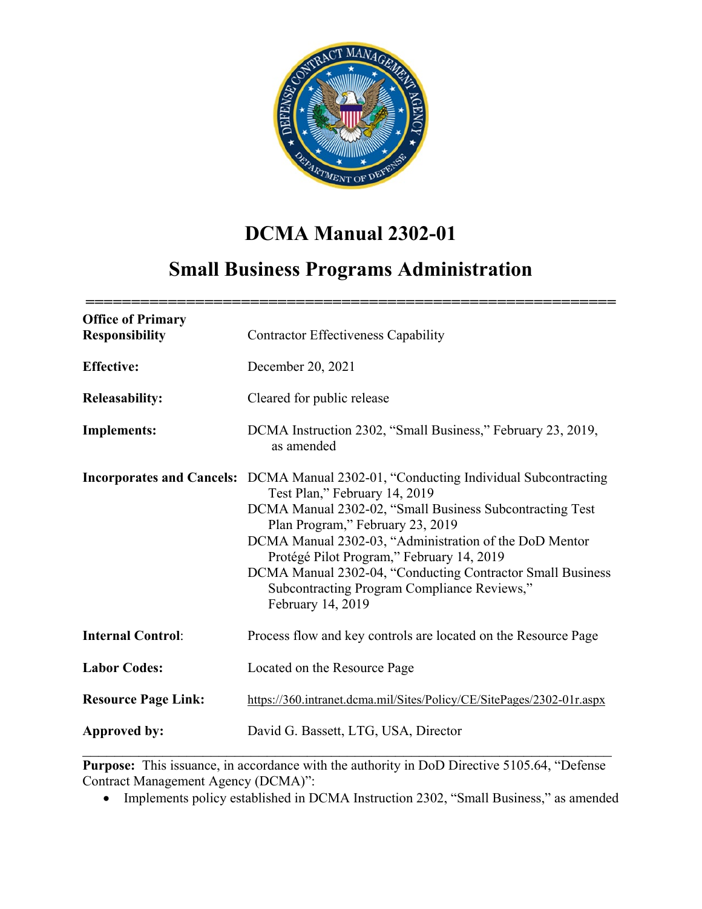# DCMA Manual 2302-01

## Small Business Programs Administration

| | |
|---|---|
| **Office of Primary Responsibility** | Contractor Effectiveness Capability |
| **Effective:** | December 20, 2021 |
| **Releasability:** | Cleared for public release |
| **Implements:** | DCMA Instruction 2302, "Small Business," February 23, 2019, as amended |
| **Incorporates and Cancels:** | DCMA Manual 2302-01, "Conducting Individual Subcontracting Test Plan," February 14, 2019<br>DCMA Manual 2302-02, "Small Business Subcontracting Test Plan Program," February 23, 2019<br>DCMA Manual 2302-03, "Administration of the DoD Mentor Protégé Pilot Program," February 14, 2019<br>DCMA Manual 2302-04, "Conducting Contractor Small Business Subcontracting Program Compliance Reviews," February 14, 2019 |
| **Internal Control**: | Process flow and key controls are located on the Resource Page |
| **Labor Codes:** | Located on the Resource Page |
| **Resource Page Link:** | https://360.intranet.dcma.mil/Sites/Policy/CE/SitePages/2302-01r.aspx |
| **Approved by:** | David G. Bassett, LTG, USA, Director |

**Purpose:** This issuance, in accordance with the authority in DoD Directive 5105.64, "Defense Contract Management Agency (DCMA)":

- Implements policy established in DCMA Instruction 2302, "Small Business," as amended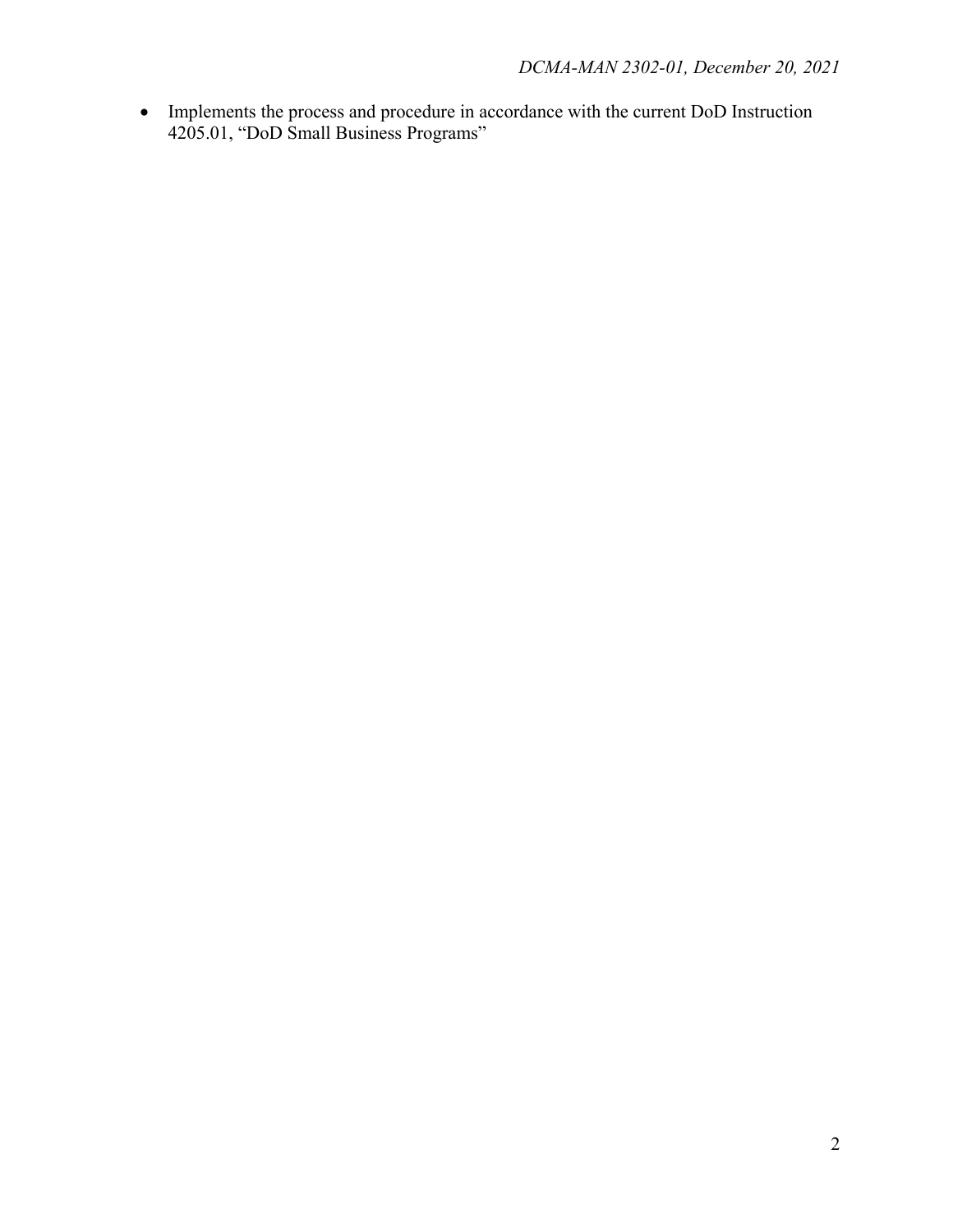- Implements the process and procedure in accordance with the current DoD Instruction 4205.01, “DoD Small Business Programs”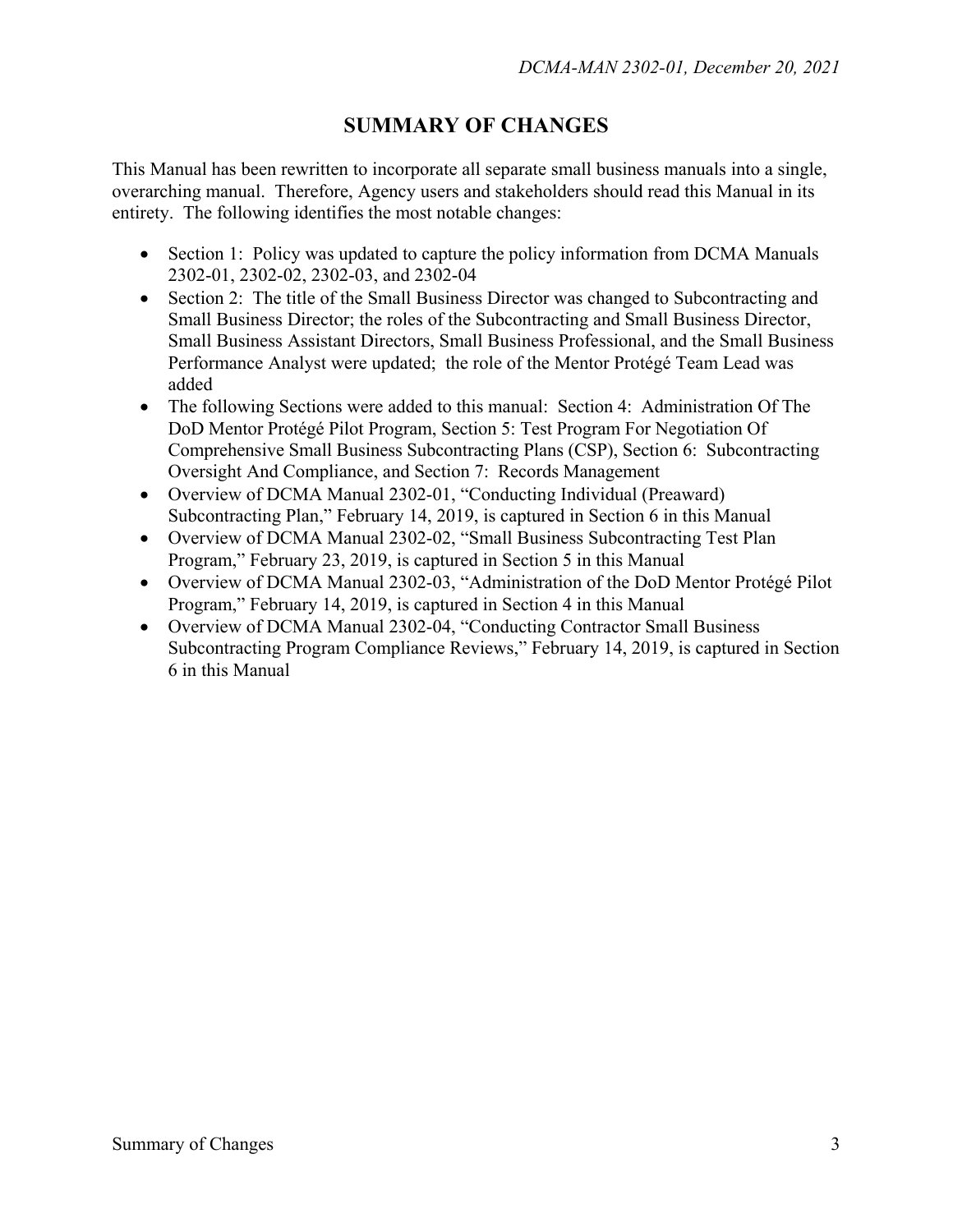## SUMMARY OF CHANGES

This Manual has been rewritten to incorporate all separate small business manuals into a single, overarching manual. Therefore, Agency users and stakeholders should read this Manual in its entirety. The following identifies the most notable changes:

- Section 1: Policy was updated to capture the policy information from DCMA Manuals 2302-01, 2302-02, 2302-03, and 2302-04
- Section 2: The title of the Small Business Director was changed to Subcontracting and Small Business Director; the roles of the Subcontracting and Small Business Director, Small Business Assistant Directors, Small Business Professional, and the Small Business Performance Analyst were updated; the role of the Mentor Protégé Team Lead was added
- The following Sections were added to this manual: Section 4: Administration Of The DoD Mentor Protégé Pilot Program, Section 5: Test Program For Negotiation Of Comprehensive Small Business Subcontracting Plans (CSP), Section 6: Subcontracting Oversight And Compliance, and Section 7: Records Management
- Overview of DCMA Manual 2302-01, "Conducting Individual (Preaward) Subcontracting Plan," February 14, 2019, is captured in Section 6 in this Manual
- Overview of DCMA Manual 2302-02, "Small Business Subcontracting Test Plan Program," February 23, 2019, is captured in Section 5 in this Manual
- Overview of DCMA Manual 2302-03, "Administration of the DoD Mentor Protégé Pilot Program," February 14, 2019, is captured in Section 4 in this Manual
- Overview of DCMA Manual 2302-04, "Conducting Contractor Small Business Subcontracting Program Compliance Reviews," February 14, 2019, is captured in Section 6 in this Manual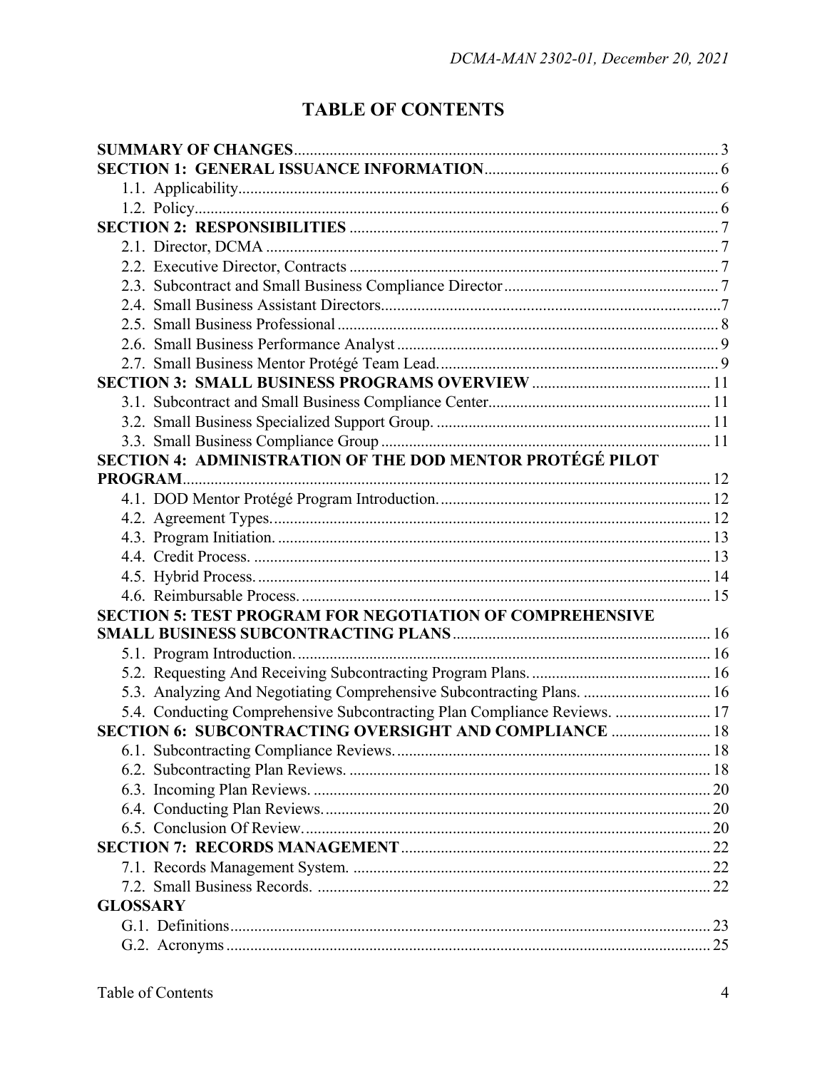# TABLE OF CONTENTS

**SUMMARY OF CHANGES** ........ 3

**SECTION 1: GENERAL ISSUANCE INFORMATION** ........ 6

- 1.1. Applicability ........ 6
- 1.2. Policy ........ 6

**SECTION 2: RESPONSIBILITIES** ........ 7

- 2.1. Director, DCMA ........ 7
- 2.2. Executive Director, Contracts ........ 7
- 2.3. Subcontract and Small Business Compliance Director ........ 7
- 2.4. Small Business Assistant Directors ........ 7
- 2.5. Small Business Professional ........ 8
- 2.6. Small Business Performance Analyst ........ 9
- 2.7. Small Business Mentor Protégé Team Lead ........ 9

**SECTION 3: SMALL BUSINESS PROGRAMS OVERVIEW** ........ 11

- 3.1. Subcontract and Small Business Compliance Center ........ 11
- 3.2. Small Business Specialized Support Group. ........ 11
- 3.3. Small Business Compliance Group ........ 11

**SECTION 4: ADMINISTRATION OF THE DOD MENTOR PROTÉGÉ PILOT PROGRAM** ........ 12

- 4.1. DOD Mentor Protégé Program Introduction. ........ 12
- 4.2. Agreement Types. ........ 12
- 4.3. Program Initiation. ........ 13
- 4.4. Credit Process. ........ 13
- 4.5. Hybrid Process. ........ 14
- 4.6. Reimbursable Process. ........ 15

**SECTION 5: TEST PROGRAM FOR NEGOTIATION OF COMPREHENSIVE SMALL BUSINESS SUBCONTRACTING PLANS** ........ 16

- 5.1. Program Introduction. ........ 16
- 5.2. Requesting And Receiving Subcontracting Program Plans. ........ 16
- 5.3. Analyzing And Negotiating Comprehensive Subcontracting Plans. ........ 16
- 5.4. Conducting Comprehensive Subcontracting Plan Compliance Reviews. ........ 17

**SECTION 6: SUBCONTRACTING OVERSIGHT AND COMPLIANCE** ........ 18

- 6.1. Subcontracting Compliance Reviews. ........ 18
- 6.2. Subcontracting Plan Reviews. ........ 18
- 6.3. Incoming Plan Reviews. ........ 20
- 6.4. Conducting Plan Reviews. ........ 20
- 6.5. Conclusion Of Review. ........ 20

**SECTION 7: RECORDS MANAGEMENT** ........ 22

- 7.1. Records Management System. ........ 22
- 7.2. Small Business Records. ........ 22

**GLOSSARY**

- G.1. Definitions ........ 23
- G.2. Acronyms ........ 25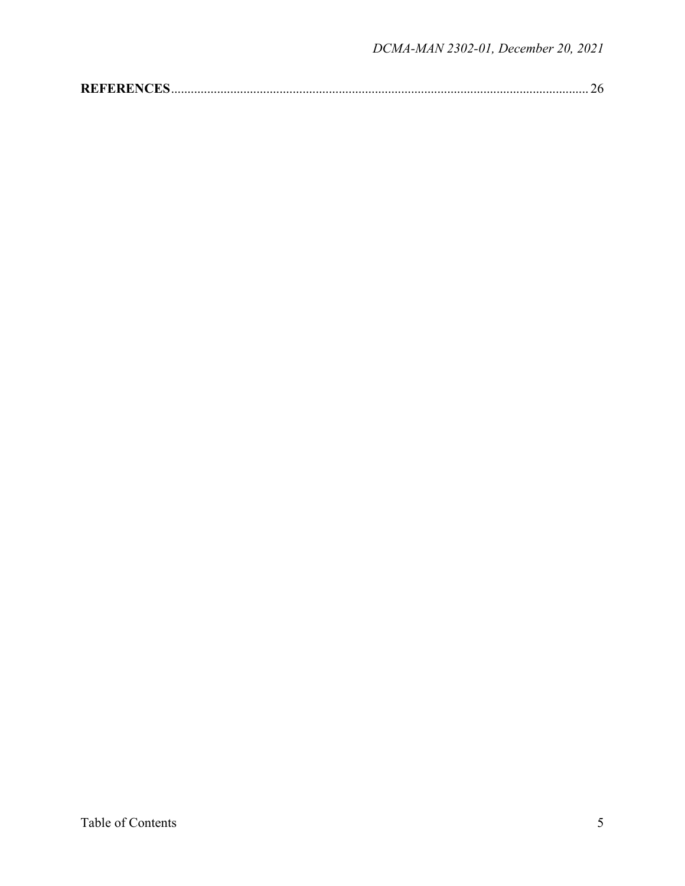**REFERENCES**............................................................................................................................26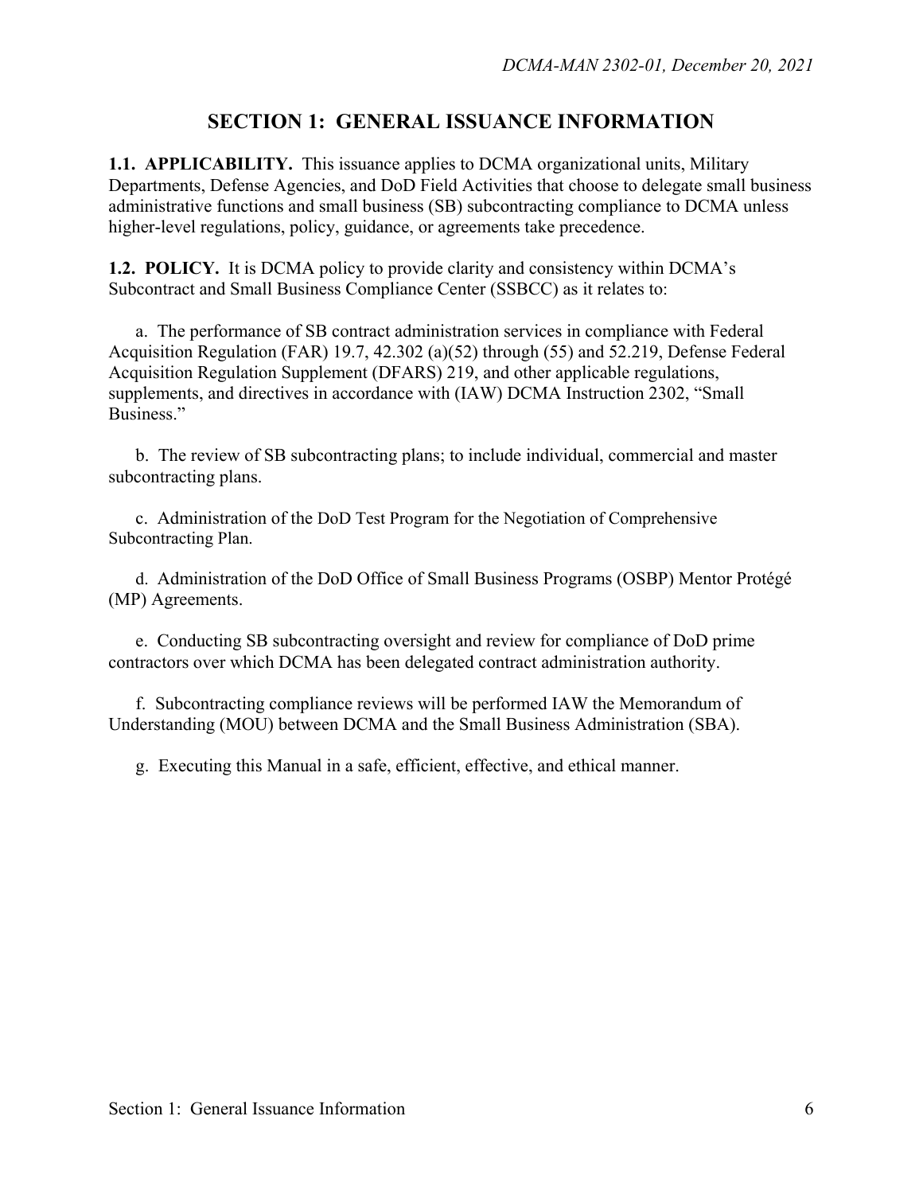# SECTION 1: GENERAL ISSUANCE INFORMATION

**1.1. APPLICABILITY.** This issuance applies to DCMA organizational units, Military Departments, Defense Agencies, and DoD Field Activities that choose to delegate small business administrative functions and small business (SB) subcontracting compliance to DCMA unless higher-level regulations, policy, guidance, or agreements take precedence.

**1.2. POLICY.** It is DCMA policy to provide clarity and consistency within DCMA's Subcontract and Small Business Compliance Center (SSBCC) as it relates to:

a. The performance of SB contract administration services in compliance with Federal Acquisition Regulation (FAR) 19.7, 42.302 (a)(52) through (55) and 52.219, Defense Federal Acquisition Regulation Supplement (DFARS) 219, and other applicable regulations, supplements, and directives in accordance with (IAW) DCMA Instruction 2302, "Small Business."

b. The review of SB subcontracting plans; to include individual, commercial and master subcontracting plans.

c. Administration of the DoD Test Program for the Negotiation of Comprehensive Subcontracting Plan.

d. Administration of the DoD Office of Small Business Programs (OSBP) Mentor Protégé (MP) Agreements.

e. Conducting SB subcontracting oversight and review for compliance of DoD prime contractors over which DCMA has been delegated contract administration authority.

f. Subcontracting compliance reviews will be performed IAW the Memorandum of Understanding (MOU) between DCMA and the Small Business Administration (SBA).

g. Executing this Manual in a safe, efficient, effective, and ethical manner.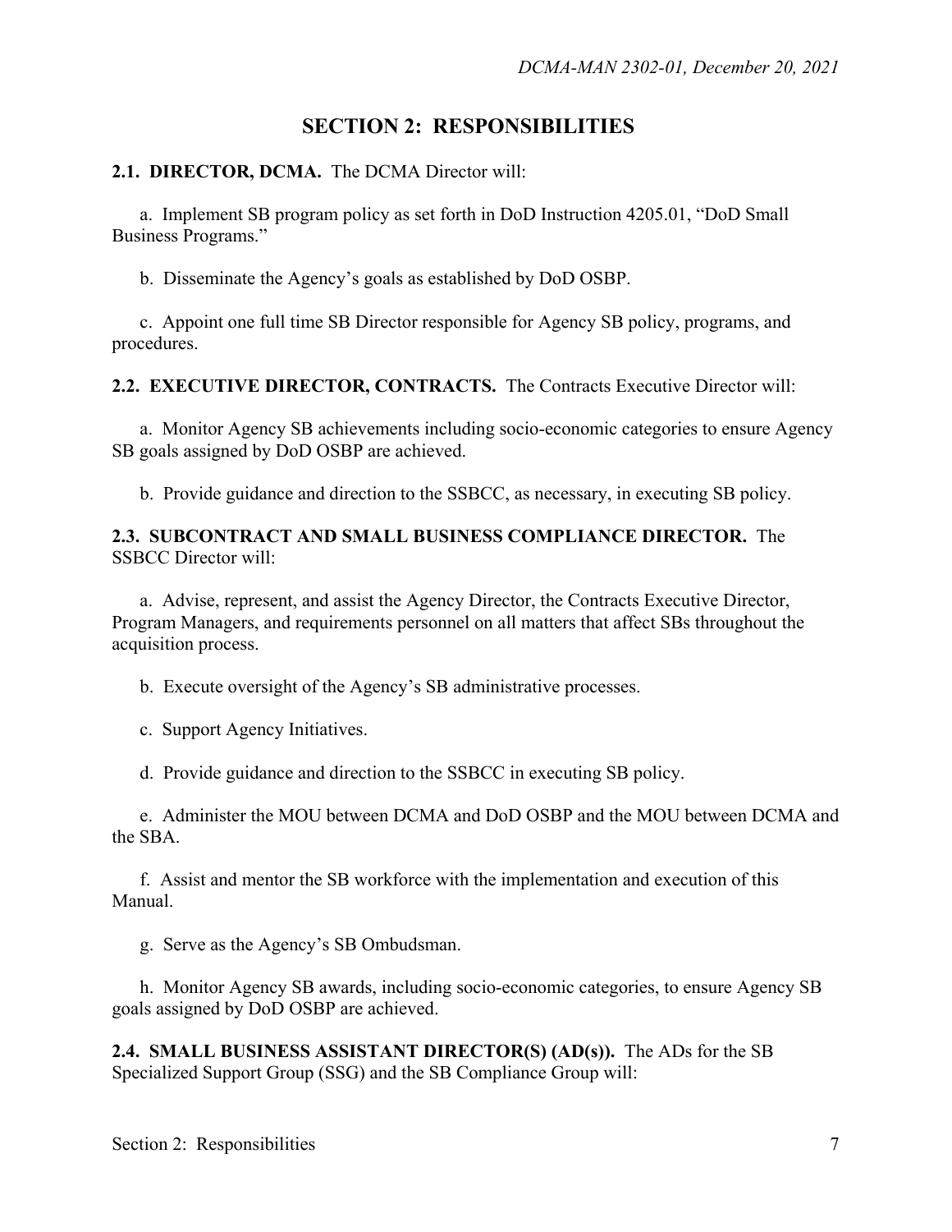# SECTION 2: RESPONSIBILITIES

**2.1. DIRECTOR, DCMA.** The DCMA Director will:

a. Implement SB program policy as set forth in DoD Instruction 4205.01, "DoD Small Business Programs."

b. Disseminate the Agency's goals as established by DoD OSBP.

c. Appoint one full time SB Director responsible for Agency SB policy, programs, and procedures.

**2.2. EXECUTIVE DIRECTOR, CONTRACTS.** The Contracts Executive Director will:

a. Monitor Agency SB achievements including socio-economic categories to ensure Agency SB goals assigned by DoD OSBP are achieved.

b. Provide guidance and direction to the SSBCC, as necessary, in executing SB policy.

**2.3. SUBCONTRACT AND SMALL BUSINESS COMPLIANCE DIRECTOR.** The SSBCC Director will:

a. Advise, represent, and assist the Agency Director, the Contracts Executive Director, Program Managers, and requirements personnel on all matters that affect SBs throughout the acquisition process.

b. Execute oversight of the Agency's SB administrative processes.

c. Support Agency Initiatives.

d. Provide guidance and direction to the SSBCC in executing SB policy.

e. Administer the MOU between DCMA and DoD OSBP and the MOU between DCMA and the SBA.

f. Assist and mentor the SB workforce with the implementation and execution of this Manual.

g. Serve as the Agency's SB Ombudsman.

h. Monitor Agency SB awards, including socio-economic categories, to ensure Agency SB goals assigned by DoD OSBP are achieved.

**2.4. SMALL BUSINESS ASSISTANT DIRECTOR(S) (AD(s)).** The ADs for the SB Specialized Support Group (SSG) and the SB Compliance Group will: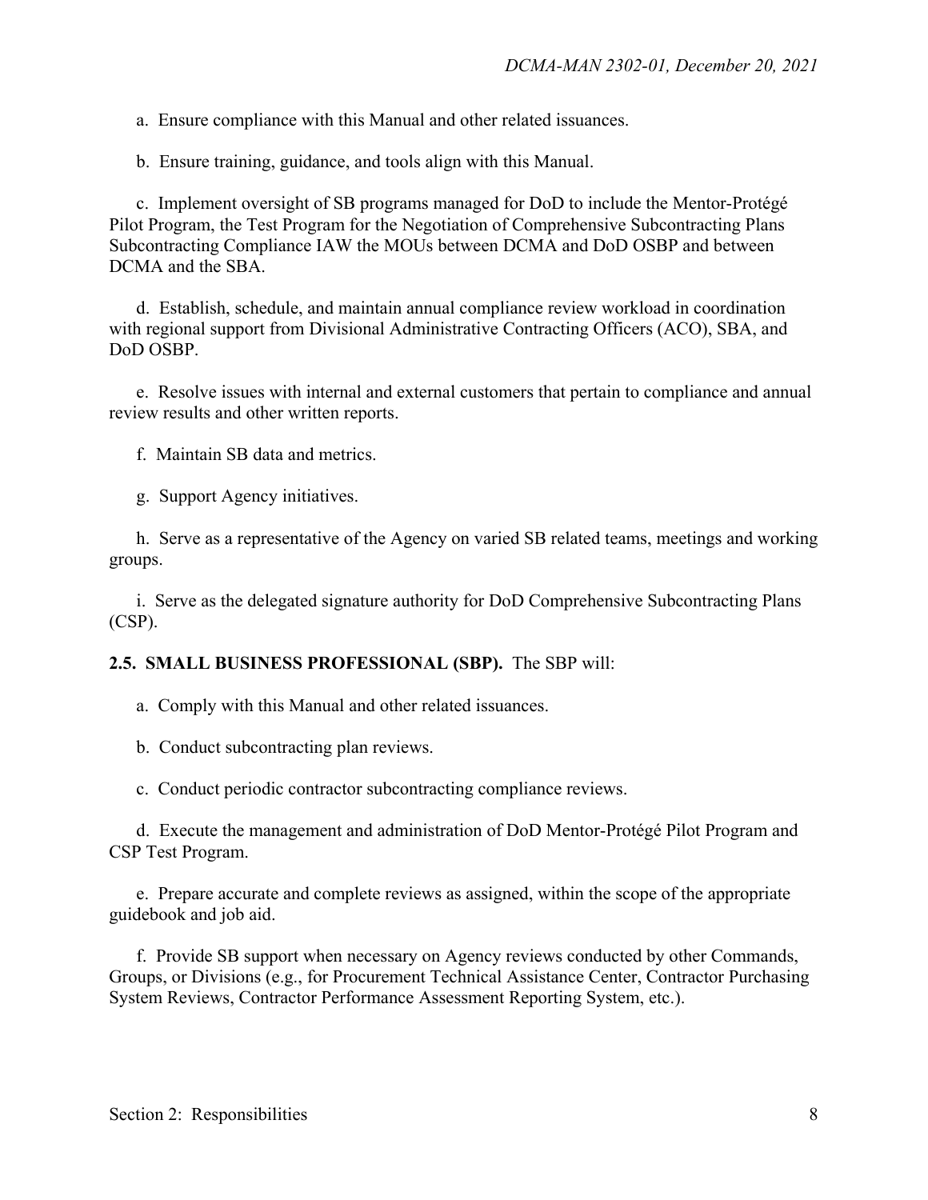a. Ensure compliance with this Manual and other related issuances.

b. Ensure training, guidance, and tools align with this Manual.

c. Implement oversight of SB programs managed for DoD to include the Mentor-Protégé Pilot Program, the Test Program for the Negotiation of Comprehensive Subcontracting Plans Subcontracting Compliance IAW the MOUs between DCMA and DoD OSBP and between DCMA and the SBA.

d. Establish, schedule, and maintain annual compliance review workload in coordination with regional support from Divisional Administrative Contracting Officers (ACO), SBA, and DoD OSBP.

e. Resolve issues with internal and external customers that pertain to compliance and annual review results and other written reports.

f. Maintain SB data and metrics.

g. Support Agency initiatives.

h. Serve as a representative of the Agency on varied SB related teams, meetings and working groups.

i. Serve as the delegated signature authority for DoD Comprehensive Subcontracting Plans (CSP).

**2.5. SMALL BUSINESS PROFESSIONAL (SBP).** The SBP will:

a. Comply with this Manual and other related issuances.

b. Conduct subcontracting plan reviews.

c. Conduct periodic contractor subcontracting compliance reviews.

d. Execute the management and administration of DoD Mentor-Protégé Pilot Program and CSP Test Program.

e. Prepare accurate and complete reviews as assigned, within the scope of the appropriate guidebook and job aid.

f. Provide SB support when necessary on Agency reviews conducted by other Commands, Groups, or Divisions (e.g., for Procurement Technical Assistance Center, Contractor Purchasing System Reviews, Contractor Performance Assessment Reporting System, etc.).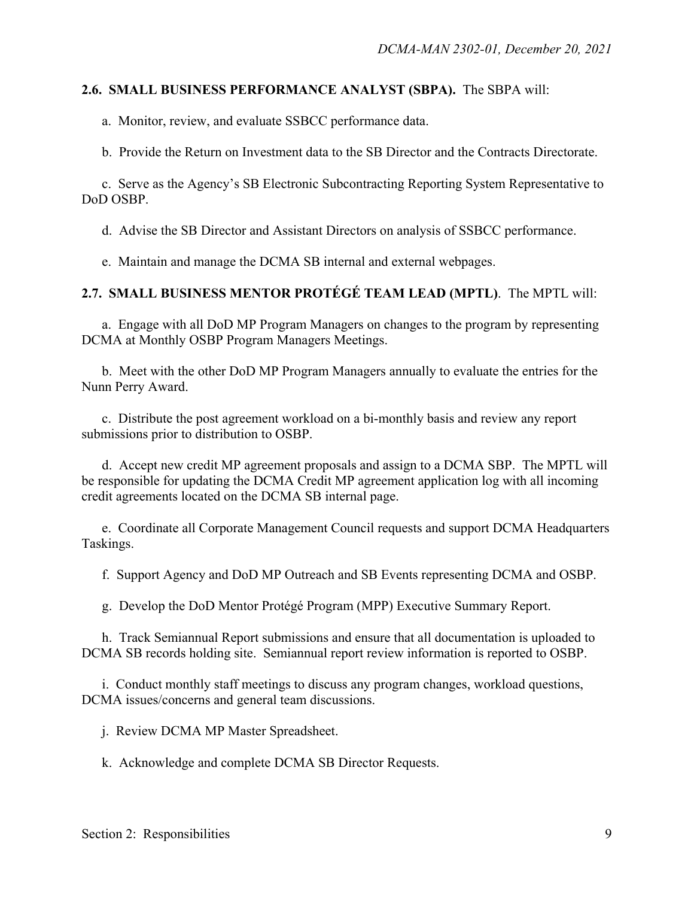**2.6. SMALL BUSINESS PERFORMANCE ANALYST (SBPA).** The SBPA will:

a. Monitor, review, and evaluate SSBCC performance data.

b. Provide the Return on Investment data to the SB Director and the Contracts Directorate.

c. Serve as the Agency's SB Electronic Subcontracting Reporting System Representative to DoD OSBP.

d. Advise the SB Director and Assistant Directors on analysis of SSBCC performance.

e. Maintain and manage the DCMA SB internal and external webpages.

**2.7. SMALL BUSINESS MENTOR PROTÉGÉ TEAM LEAD (MPTL)**. The MPTL will:

a. Engage with all DoD MP Program Managers on changes to the program by representing DCMA at Monthly OSBP Program Managers Meetings.

b. Meet with the other DoD MP Program Managers annually to evaluate the entries for the Nunn Perry Award.

c. Distribute the post agreement workload on a bi-monthly basis and review any report submissions prior to distribution to OSBP.

d. Accept new credit MP agreement proposals and assign to a DCMA SBP. The MPTL will be responsible for updating the DCMA Credit MP agreement application log with all incoming credit agreements located on the DCMA SB internal page.

e. Coordinate all Corporate Management Council requests and support DCMA Headquarters Taskings.

f. Support Agency and DoD MP Outreach and SB Events representing DCMA and OSBP.

g. Develop the DoD Mentor Protégé Program (MPP) Executive Summary Report.

h. Track Semiannual Report submissions and ensure that all documentation is uploaded to DCMA SB records holding site. Semiannual report review information is reported to OSBP.

i. Conduct monthly staff meetings to discuss any program changes, workload questions, DCMA issues/concerns and general team discussions.

j. Review DCMA MP Master Spreadsheet.

k. Acknowledge and complete DCMA SB Director Requests.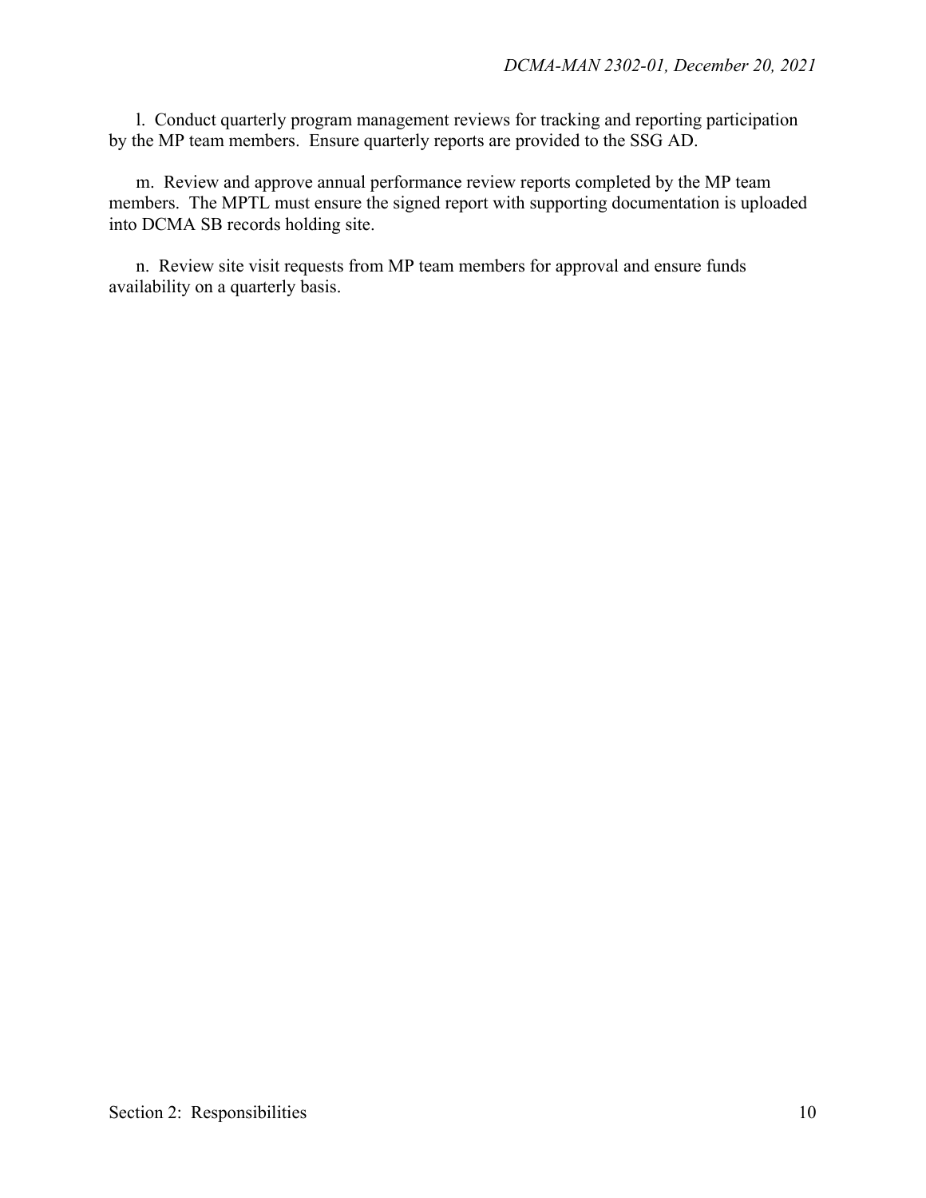l. Conduct quarterly program management reviews for tracking and reporting participation by the MP team members. Ensure quarterly reports are provided to the SSG AD.

m. Review and approve annual performance review reports completed by the MP team members. The MPTL must ensure the signed report with supporting documentation is uploaded into DCMA SB records holding site.

n. Review site visit requests from MP team members for approval and ensure funds availability on a quarterly basis.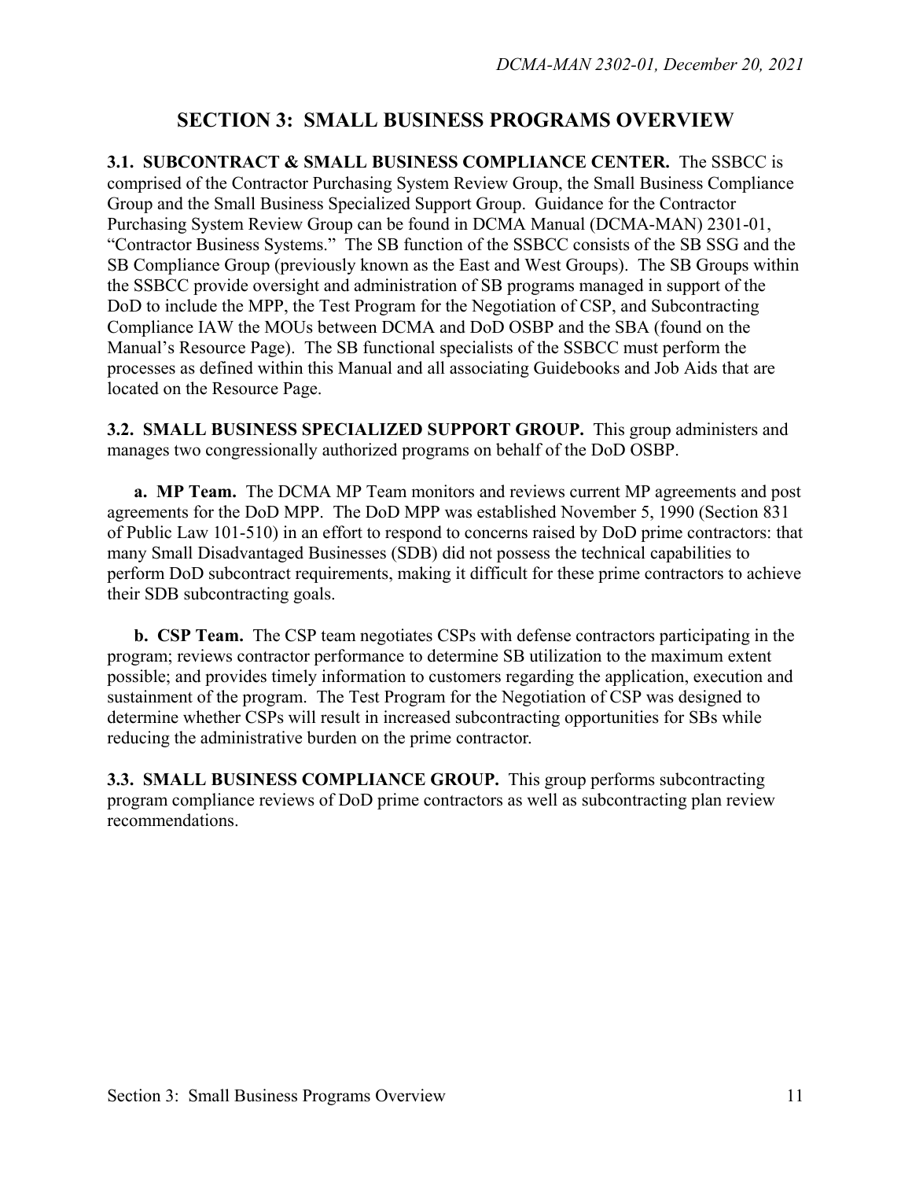# SECTION 3: SMALL BUSINESS PROGRAMS OVERVIEW

**3.1. SUBCONTRACT & SMALL BUSINESS COMPLIANCE CENTER.** The SSBCC is comprised of the Contractor Purchasing System Review Group, the Small Business Compliance Group and the Small Business Specialized Support Group. Guidance for the Contractor Purchasing System Review Group can be found in DCMA Manual (DCMA-MAN) 2301-01, "Contractor Business Systems." The SB function of the SSBCC consists of the SB SSG and the SB Compliance Group (previously known as the East and West Groups). The SB Groups within the SSBCC provide oversight and administration of SB programs managed in support of the DoD to include the MPP, the Test Program for the Negotiation of CSP, and Subcontracting Compliance IAW the MOUs between DCMA and DoD OSBP and the SBA (found on the Manual's Resource Page). The SB functional specialists of the SSBCC must perform the processes as defined within this Manual and all associating Guidebooks and Job Aids that are located on the Resource Page.

**3.2. SMALL BUSINESS SPECIALIZED SUPPORT GROUP.** This group administers and manages two congressionally authorized programs on behalf of the DoD OSBP.

**a. MP Team.** The DCMA MP Team monitors and reviews current MP agreements and post agreements for the DoD MPP. The DoD MPP was established November 5, 1990 (Section 831 of Public Law 101-510) in an effort to respond to concerns raised by DoD prime contractors: that many Small Disadvantaged Businesses (SDB) did not possess the technical capabilities to perform DoD subcontract requirements, making it difficult for these prime contractors to achieve their SDB subcontracting goals.

**b. CSP Team.** The CSP team negotiates CSPs with defense contractors participating in the program; reviews contractor performance to determine SB utilization to the maximum extent possible; and provides timely information to customers regarding the application, execution and sustainment of the program. The Test Program for the Negotiation of CSP was designed to determine whether CSPs will result in increased subcontracting opportunities for SBs while reducing the administrative burden on the prime contractor.

**3.3. SMALL BUSINESS COMPLIANCE GROUP.** This group performs subcontracting program compliance reviews of DoD prime contractors as well as subcontracting plan review recommendations.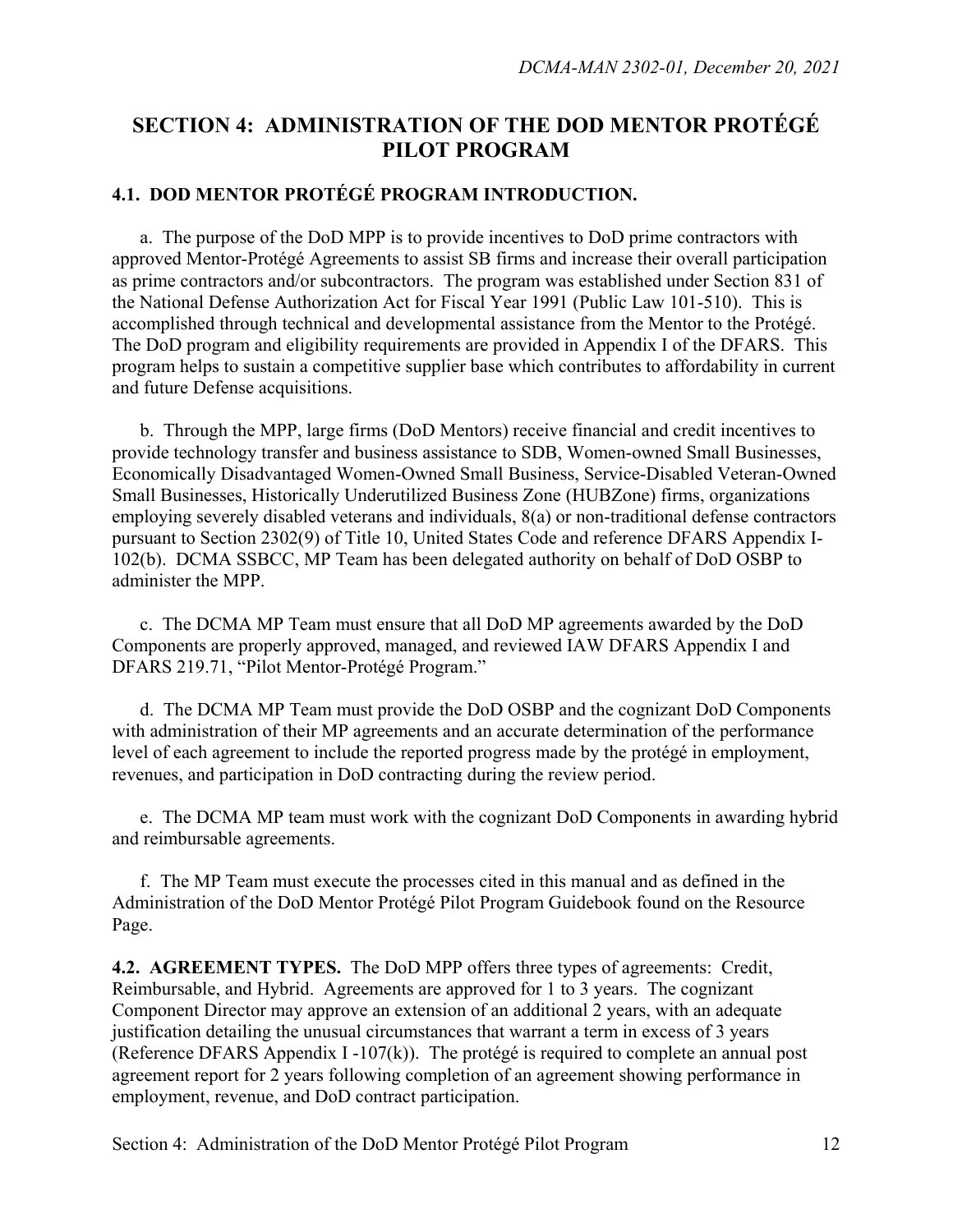# SECTION 4: ADMINISTRATION OF THE DOD MENTOR PROTÉGÉ PILOT PROGRAM

**4.1. DOD MENTOR PROTÉGÉ PROGRAM INTRODUCTION.**

a. The purpose of the DoD MPP is to provide incentives to DoD prime contractors with approved Mentor-Protégé Agreements to assist SB firms and increase their overall participation as prime contractors and/or subcontractors. The program was established under Section 831 of the National Defense Authorization Act for Fiscal Year 1991 (Public Law 101-510). This is accomplished through technical and developmental assistance from the Mentor to the Protégé. The DoD program and eligibility requirements are provided in Appendix I of the DFARS. This program helps to sustain a competitive supplier base which contributes to affordability in current and future Defense acquisitions.

b. Through the MPP, large firms (DoD Mentors) receive financial and credit incentives to provide technology transfer and business assistance to SDB, Women-owned Small Businesses, Economically Disadvantaged Women-Owned Small Business, Service-Disabled Veteran-Owned Small Businesses, Historically Underutilized Business Zone (HUBZone) firms, organizations employing severely disabled veterans and individuals, 8(a) or non-traditional defense contractors pursuant to Section 2302(9) of Title 10, United States Code and reference DFARS Appendix I-102(b). DCMA SSBCC, MP Team has been delegated authority on behalf of DoD OSBP to administer the MPP.

c. The DCMA MP Team must ensure that all DoD MP agreements awarded by the DoD Components are properly approved, managed, and reviewed IAW DFARS Appendix I and DFARS 219.71, "Pilot Mentor-Protégé Program."

d. The DCMA MP Team must provide the DoD OSBP and the cognizant DoD Components with administration of their MP agreements and an accurate determination of the performance level of each agreement to include the reported progress made by the protégé in employment, revenues, and participation in DoD contracting during the review period.

e. The DCMA MP team must work with the cognizant DoD Components in awarding hybrid and reimbursable agreements.

f. The MP Team must execute the processes cited in this manual and as defined in the Administration of the DoD Mentor Protégé Pilot Program Guidebook found on the Resource Page.

**4.2. AGREEMENT TYPES.** The DoD MPP offers three types of agreements: Credit, Reimbursable, and Hybrid. Agreements are approved for 1 to 3 years. The cognizant Component Director may approve an extension of an additional 2 years, with an adequate justification detailing the unusual circumstances that warrant a term in excess of 3 years (Reference DFARS Appendix I -107(k)). The protégé is required to complete an annual post agreement report for 2 years following completion of an agreement showing performance in employment, revenue, and DoD contract participation.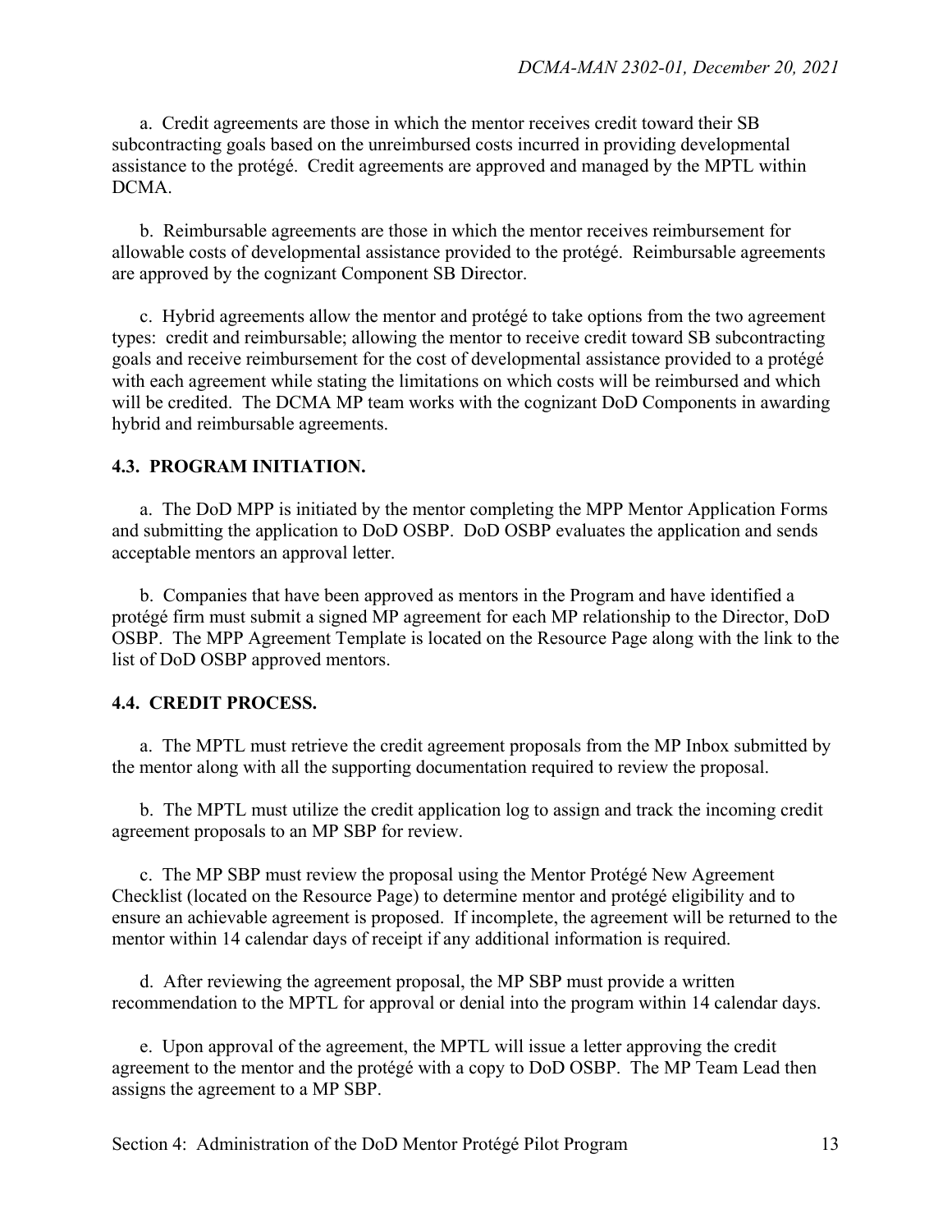a. Credit agreements are those in which the mentor receives credit toward their SB subcontracting goals based on the unreimbursed costs incurred in providing developmental assistance to the protégé. Credit agreements are approved and managed by the MPTL within DCMA.

b. Reimbursable agreements are those in which the mentor receives reimbursement for allowable costs of developmental assistance provided to the protégé. Reimbursable agreements are approved by the cognizant Component SB Director.

c. Hybrid agreements allow the mentor and protégé to take options from the two agreement types: credit and reimbursable; allowing the mentor to receive credit toward SB subcontracting goals and receive reimbursement for the cost of developmental assistance provided to a protégé with each agreement while stating the limitations on which costs will be reimbursed and which will be credited. The DCMA MP team works with the cognizant DoD Components in awarding hybrid and reimbursable agreements.

### 4.3. PROGRAM INITIATION.

a. The DoD MPP is initiated by the mentor completing the MPP Mentor Application Forms and submitting the application to DoD OSBP. DoD OSBP evaluates the application and sends acceptable mentors an approval letter.

b. Companies that have been approved as mentors in the Program and have identified a protégé firm must submit a signed MP agreement for each MP relationship to the Director, DoD OSBP. The MPP Agreement Template is located on the Resource Page along with the link to the list of DoD OSBP approved mentors.

### 4.4. CREDIT PROCESS.

a. The MPTL must retrieve the credit agreement proposals from the MP Inbox submitted by the mentor along with all the supporting documentation required to review the proposal.

b. The MPTL must utilize the credit application log to assign and track the incoming credit agreement proposals to an MP SBP for review.

c. The MP SBP must review the proposal using the Mentor Protégé New Agreement Checklist (located on the Resource Page) to determine mentor and protégé eligibility and to ensure an achievable agreement is proposed. If incomplete, the agreement will be returned to the mentor within 14 calendar days of receipt if any additional information is required.

d. After reviewing the agreement proposal, the MP SBP must provide a written recommendation to the MPTL for approval or denial into the program within 14 calendar days.

e. Upon approval of the agreement, the MPTL will issue a letter approving the credit agreement to the mentor and the protégé with a copy to DoD OSBP. The MP Team Lead then assigns the agreement to a MP SBP.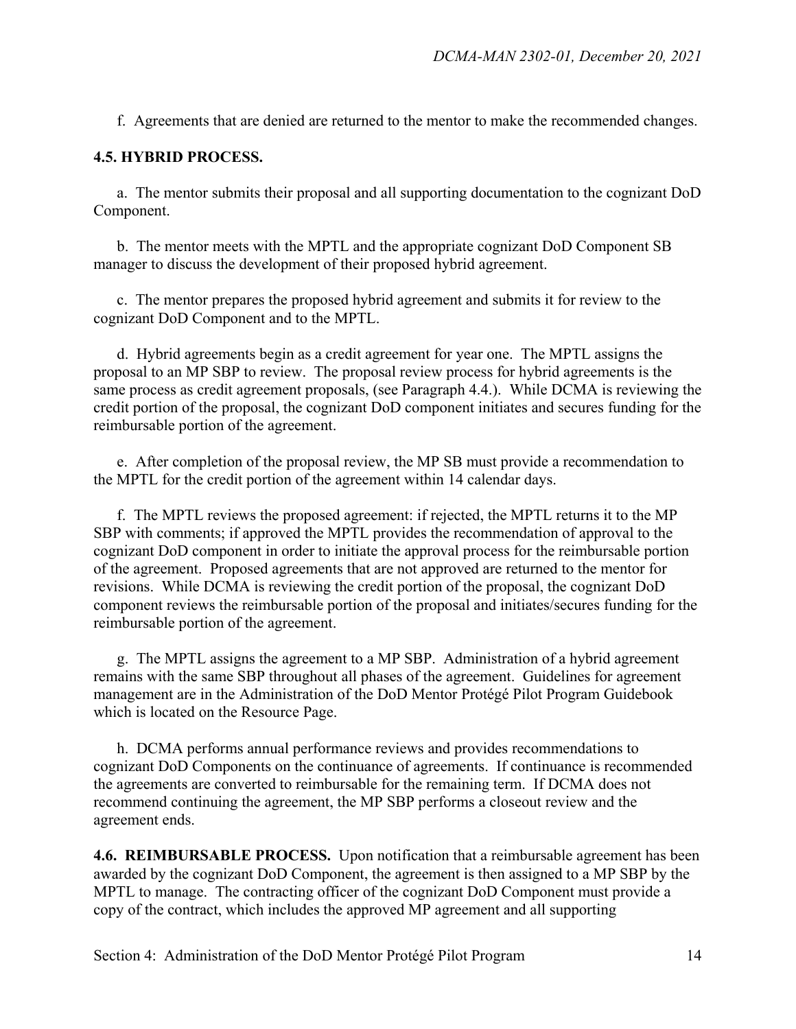f. Agreements that are denied are returned to the mentor to make the recommended changes.

**4.5. HYBRID PROCESS.**

a. The mentor submits their proposal and all supporting documentation to the cognizant DoD Component.

b. The mentor meets with the MPTL and the appropriate cognizant DoD Component SB manager to discuss the development of their proposed hybrid agreement.

c. The mentor prepares the proposed hybrid agreement and submits it for review to the cognizant DoD Component and to the MPTL.

d. Hybrid agreements begin as a credit agreement for year one. The MPTL assigns the proposal to an MP SBP to review. The proposal review process for hybrid agreements is the same process as credit agreement proposals, (see Paragraph 4.4.). While DCMA is reviewing the credit portion of the proposal, the cognizant DoD component initiates and secures funding for the reimbursable portion of the agreement.

e. After completion of the proposal review, the MP SB must provide a recommendation to the MPTL for the credit portion of the agreement within 14 calendar days.

f. The MPTL reviews the proposed agreement: if rejected, the MPTL returns it to the MP SBP with comments; if approved the MPTL provides the recommendation of approval to the cognizant DoD component in order to initiate the approval process for the reimbursable portion of the agreement. Proposed agreements that are not approved are returned to the mentor for revisions. While DCMA is reviewing the credit portion of the proposal, the cognizant DoD component reviews the reimbursable portion of the proposal and initiates/secures funding for the reimbursable portion of the agreement.

g. The MPTL assigns the agreement to a MP SBP. Administration of a hybrid agreement remains with the same SBP throughout all phases of the agreement. Guidelines for agreement management are in the Administration of the DoD Mentor Protégé Pilot Program Guidebook which is located on the Resource Page.

h. DCMA performs annual performance reviews and provides recommendations to cognizant DoD Components on the continuance of agreements. If continuance is recommended the agreements are converted to reimbursable for the remaining term. If DCMA does not recommend continuing the agreement, the MP SBP performs a closeout review and the agreement ends.

**4.6. REIMBURSABLE PROCESS.** Upon notification that a reimbursable agreement has been awarded by the cognizant DoD Component, the agreement is then assigned to a MP SBP by the MPTL to manage. The contracting officer of the cognizant DoD Component must provide a copy of the contract, which includes the approved MP agreement and all supporting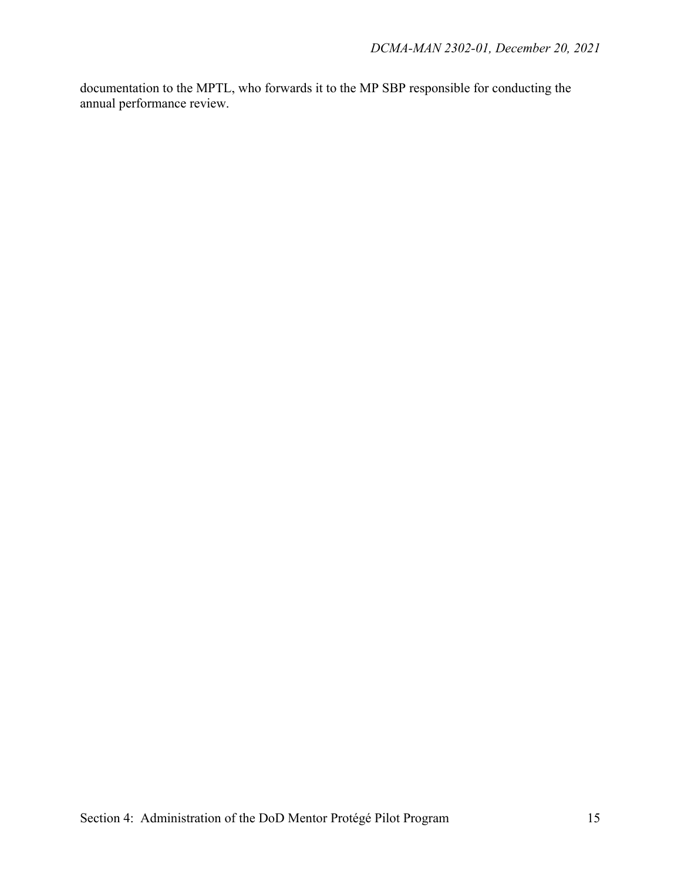documentation to the MPTL, who forwards it to the MP SBP responsible for conducting the annual performance review.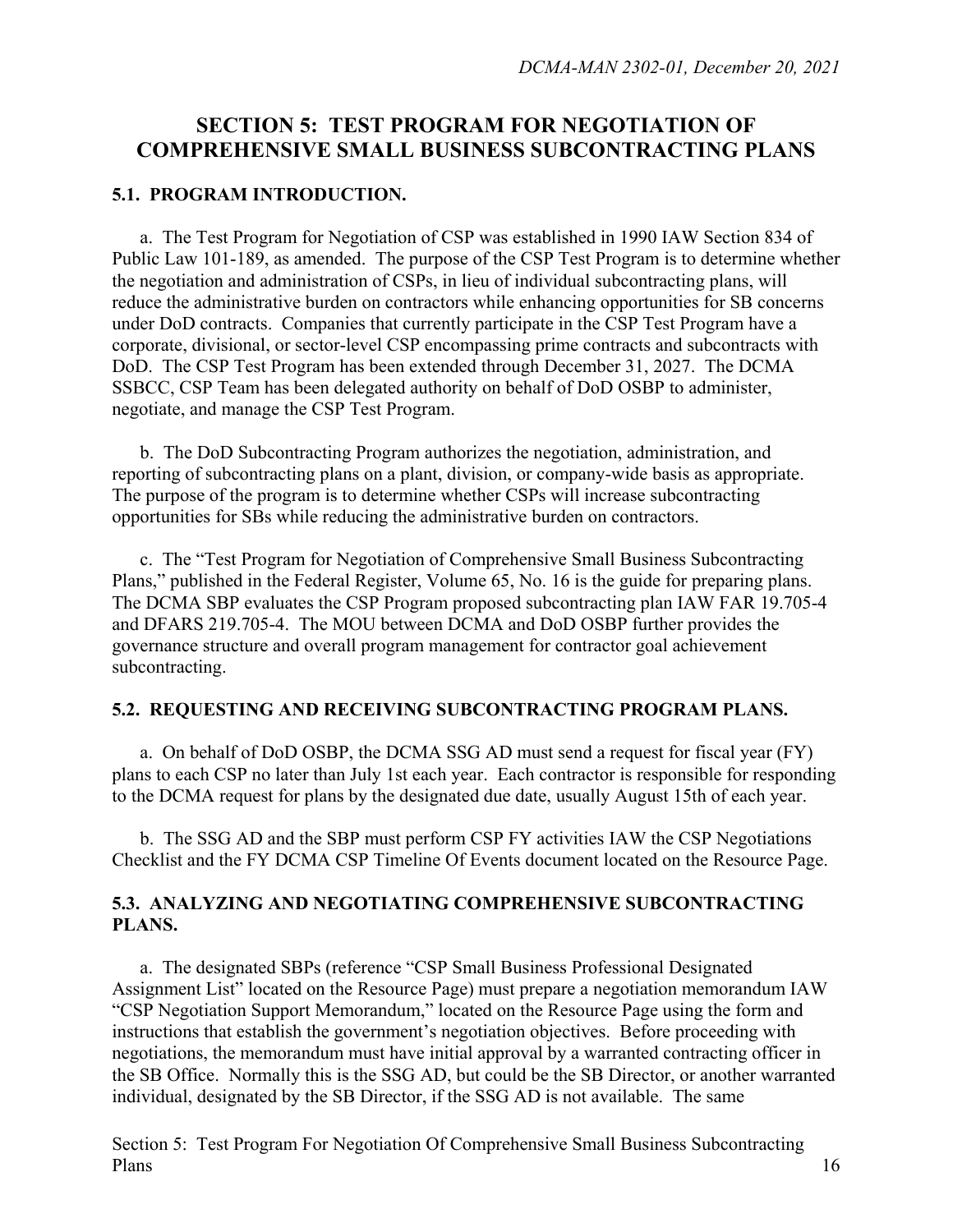## SECTION 5: TEST PROGRAM FOR NEGOTIATION OF COMPREHENSIVE SMALL BUSINESS SUBCONTRACTING PLANS

### 5.1. PROGRAM INTRODUCTION.

a. The Test Program for Negotiation of CSP was established in 1990 IAW Section 834 of Public Law 101-189, as amended. The purpose of the CSP Test Program is to determine whether the negotiation and administration of CSPs, in lieu of individual subcontracting plans, will reduce the administrative burden on contractors while enhancing opportunities for SB concerns under DoD contracts. Companies that currently participate in the CSP Test Program have a corporate, divisional, or sector-level CSP encompassing prime contracts and subcontracts with DoD. The CSP Test Program has been extended through December 31, 2027. The DCMA SSBCC, CSP Team has been delegated authority on behalf of DoD OSBP to administer, negotiate, and manage the CSP Test Program.

b. The DoD Subcontracting Program authorizes the negotiation, administration, and reporting of subcontracting plans on a plant, division, or company-wide basis as appropriate. The purpose of the program is to determine whether CSPs will increase subcontracting opportunities for SBs while reducing the administrative burden on contractors.

c. The "Test Program for Negotiation of Comprehensive Small Business Subcontracting Plans," published in the Federal Register, Volume 65, No. 16 is the guide for preparing plans. The DCMA SBP evaluates the CSP Program proposed subcontracting plan IAW FAR 19.705-4 and DFARS 219.705-4. The MOU between DCMA and DoD OSBP further provides the governance structure and overall program management for contractor goal achievement subcontracting.

### 5.2. REQUESTING AND RECEIVING SUBCONTRACTING PROGRAM PLANS.

a. On behalf of DoD OSBP, the DCMA SSG AD must send a request for fiscal year (FY) plans to each CSP no later than July 1st each year. Each contractor is responsible for responding to the DCMA request for plans by the designated due date, usually August 15th of each year.

b. The SSG AD and the SBP must perform CSP FY activities IAW the CSP Negotiations Checklist and the FY DCMA CSP Timeline Of Events document located on the Resource Page.

### 5.3. ANALYZING AND NEGOTIATING COMPREHENSIVE SUBCONTRACTING PLANS.

a. The designated SBPs (reference "CSP Small Business Professional Designated Assignment List" located on the Resource Page) must prepare a negotiation memorandum IAW "CSP Negotiation Support Memorandum," located on the Resource Page using the form and instructions that establish the government's negotiation objectives. Before proceeding with negotiations, the memorandum must have initial approval by a warranted contracting officer in the SB Office. Normally this is the SSG AD, but could be the SB Director, or another warranted individual, designated by the SB Director, if the SSG AD is not available. The same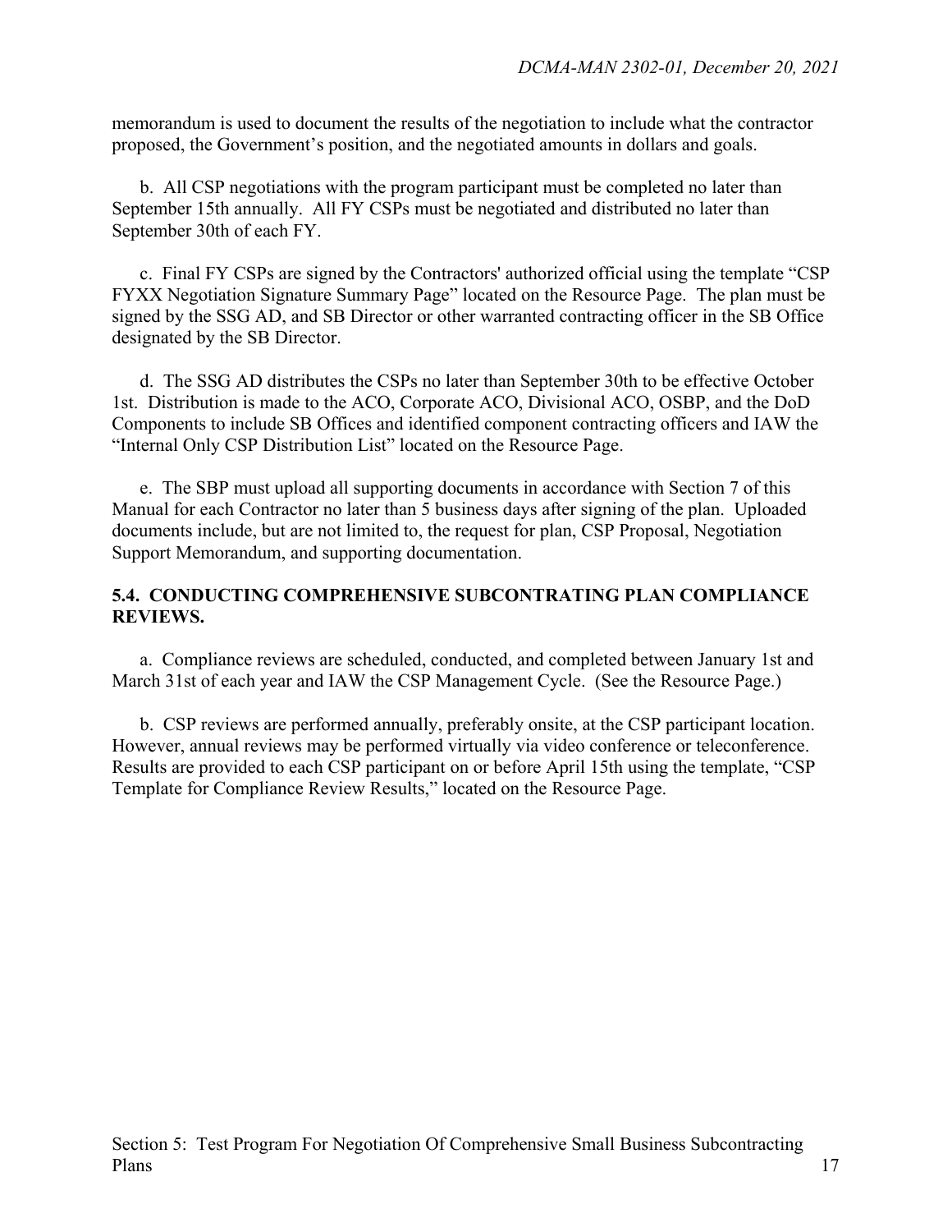memorandum is used to document the results of the negotiation to include what the contractor proposed, the Government's position, and the negotiated amounts in dollars and goals.

b. All CSP negotiations with the program participant must be completed no later than September 15th annually. All FY CSPs must be negotiated and distributed no later than September 30th of each FY.

c. Final FY CSPs are signed by the Contractors' authorized official using the template "CSP FYXX Negotiation Signature Summary Page" located on the Resource Page. The plan must be signed by the SSG AD, and SB Director or other warranted contracting officer in the SB Office designated by the SB Director.

d. The SSG AD distributes the CSPs no later than September 30th to be effective October 1st. Distribution is made to the ACO, Corporate ACO, Divisional ACO, OSBP, and the DoD Components to include SB Offices and identified component contracting officers and IAW the "Internal Only CSP Distribution List" located on the Resource Page.

e. The SBP must upload all supporting documents in accordance with Section 7 of this Manual for each Contractor no later than 5 business days after signing of the plan. Uploaded documents include, but are not limited to, the request for plan, CSP Proposal, Negotiation Support Memorandum, and supporting documentation.

### 5.4. CONDUCTING COMPREHENSIVE SUBCONTRATING PLAN COMPLIANCE REVIEWS.

a. Compliance reviews are scheduled, conducted, and completed between January 1st and March 31st of each year and IAW the CSP Management Cycle. (See the Resource Page.)

b. CSP reviews are performed annually, preferably onsite, at the CSP participant location. However, annual reviews may be performed virtually via video conference or teleconference. Results are provided to each CSP participant on or before April 15th using the template, "CSP Template for Compliance Review Results," located on the Resource Page.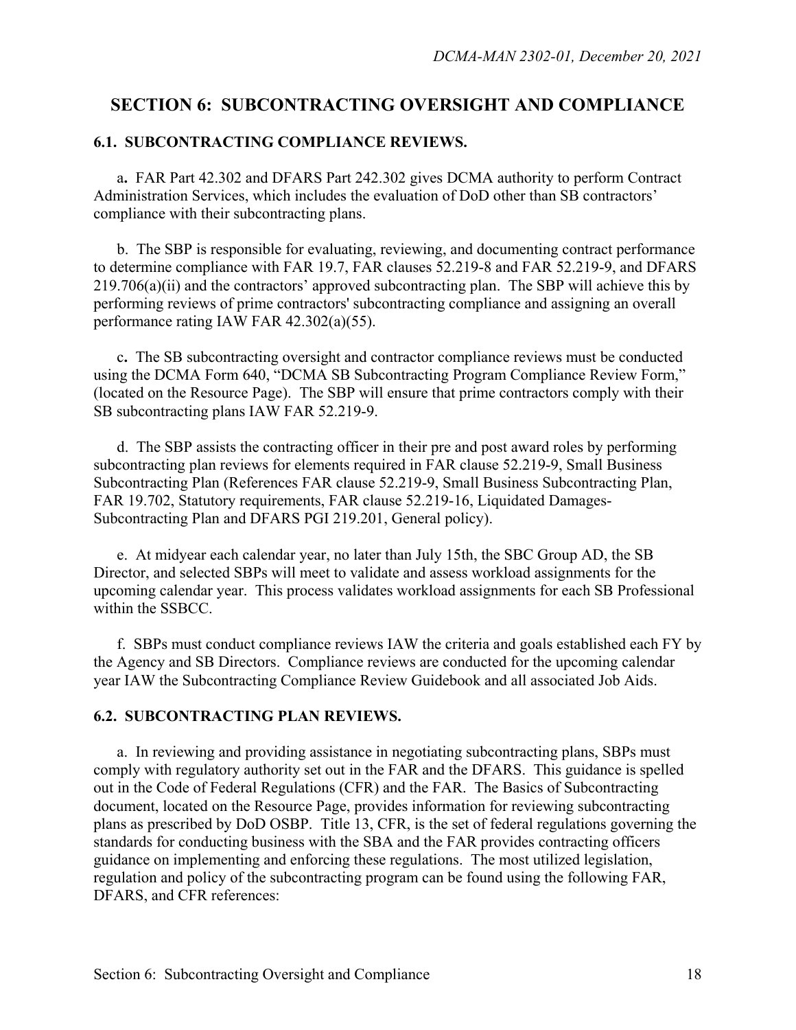## SECTION 6: SUBCONTRACTING OVERSIGHT AND COMPLIANCE

### 6.1. SUBCONTRACTING COMPLIANCE REVIEWS.

a. FAR Part 42.302 and DFARS Part 242.302 gives DCMA authority to perform Contract Administration Services, which includes the evaluation of DoD other than SB contractors' compliance with their subcontracting plans.

b. The SBP is responsible for evaluating, reviewing, and documenting contract performance to determine compliance with FAR 19.7, FAR clauses 52.219-8 and FAR 52.219-9, and DFARS 219.706(a)(ii) and the contractors' approved subcontracting plan. The SBP will achieve this by performing reviews of prime contractors' subcontracting compliance and assigning an overall performance rating IAW FAR 42.302(a)(55).

c. The SB subcontracting oversight and contractor compliance reviews must be conducted using the DCMA Form 640, "DCMA SB Subcontracting Program Compliance Review Form," (located on the Resource Page). The SBP will ensure that prime contractors comply with their SB subcontracting plans IAW FAR 52.219-9.

d. The SBP assists the contracting officer in their pre and post award roles by performing subcontracting plan reviews for elements required in FAR clause 52.219-9, Small Business Subcontracting Plan (References FAR clause 52.219-9, Small Business Subcontracting Plan, FAR 19.702, Statutory requirements, FAR clause 52.219-16, Liquidated Damages-Subcontracting Plan and DFARS PGI 219.201, General policy).

e. At midyear each calendar year, no later than July 15th, the SBC Group AD, the SB Director, and selected SBPs will meet to validate and assess workload assignments for the upcoming calendar year. This process validates workload assignments for each SB Professional within the SSBCC.

f. SBPs must conduct compliance reviews IAW the criteria and goals established each FY by the Agency and SB Directors. Compliance reviews are conducted for the upcoming calendar year IAW the Subcontracting Compliance Review Guidebook and all associated Job Aids.

### 6.2. SUBCONTRACTING PLAN REVIEWS.

a. In reviewing and providing assistance in negotiating subcontracting plans, SBPs must comply with regulatory authority set out in the FAR and the DFARS. This guidance is spelled out in the Code of Federal Regulations (CFR) and the FAR. The Basics of Subcontracting document, located on the Resource Page, provides information for reviewing subcontracting plans as prescribed by DoD OSBP. Title 13, CFR, is the set of federal regulations governing the standards for conducting business with the SBA and the FAR provides contracting officers guidance on implementing and enforcing these regulations. The most utilized legislation, regulation and policy of the subcontracting program can be found using the following FAR, DFARS, and CFR references: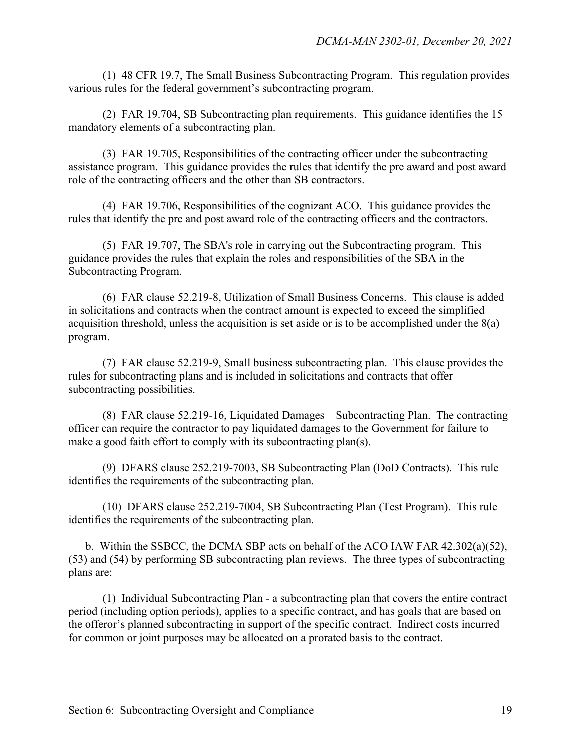(1) 48 CFR 19.7, The Small Business Subcontracting Program. This regulation provides various rules for the federal government's subcontracting program.

(2) FAR 19.704, SB Subcontracting plan requirements. This guidance identifies the 15 mandatory elements of a subcontracting plan.

(3) FAR 19.705, Responsibilities of the contracting officer under the subcontracting assistance program. This guidance provides the rules that identify the pre award and post award role of the contracting officers and the other than SB contractors.

(4) FAR 19.706, Responsibilities of the cognizant ACO. This guidance provides the rules that identify the pre and post award role of the contracting officers and the contractors.

(5) FAR 19.707, The SBA's role in carrying out the Subcontracting program. This guidance provides the rules that explain the roles and responsibilities of the SBA in the Subcontracting Program.

(6) FAR clause 52.219-8, Utilization of Small Business Concerns. This clause is added in solicitations and contracts when the contract amount is expected to exceed the simplified acquisition threshold, unless the acquisition is set aside or is to be accomplished under the 8(a) program.

(7) FAR clause 52.219-9, Small business subcontracting plan. This clause provides the rules for subcontracting plans and is included in solicitations and contracts that offer subcontracting possibilities.

(8) FAR clause 52.219-16, Liquidated Damages – Subcontracting Plan. The contracting officer can require the contractor to pay liquidated damages to the Government for failure to make a good faith effort to comply with its subcontracting plan(s).

(9) DFARS clause 252.219-7003, SB Subcontracting Plan (DoD Contracts). This rule identifies the requirements of the subcontracting plan.

(10) DFARS clause 252.219-7004, SB Subcontracting Plan (Test Program). This rule identifies the requirements of the subcontracting plan.

b. Within the SSBCC, the DCMA SBP acts on behalf of the ACO IAW FAR 42.302(a)(52), (53) and (54) by performing SB subcontracting plan reviews. The three types of subcontracting plans are:

(1) Individual Subcontracting Plan - a subcontracting plan that covers the entire contract period (including option periods), applies to a specific contract, and has goals that are based on the offeror's planned subcontracting in support of the specific contract. Indirect costs incurred for common or joint purposes may be allocated on a prorated basis to the contract.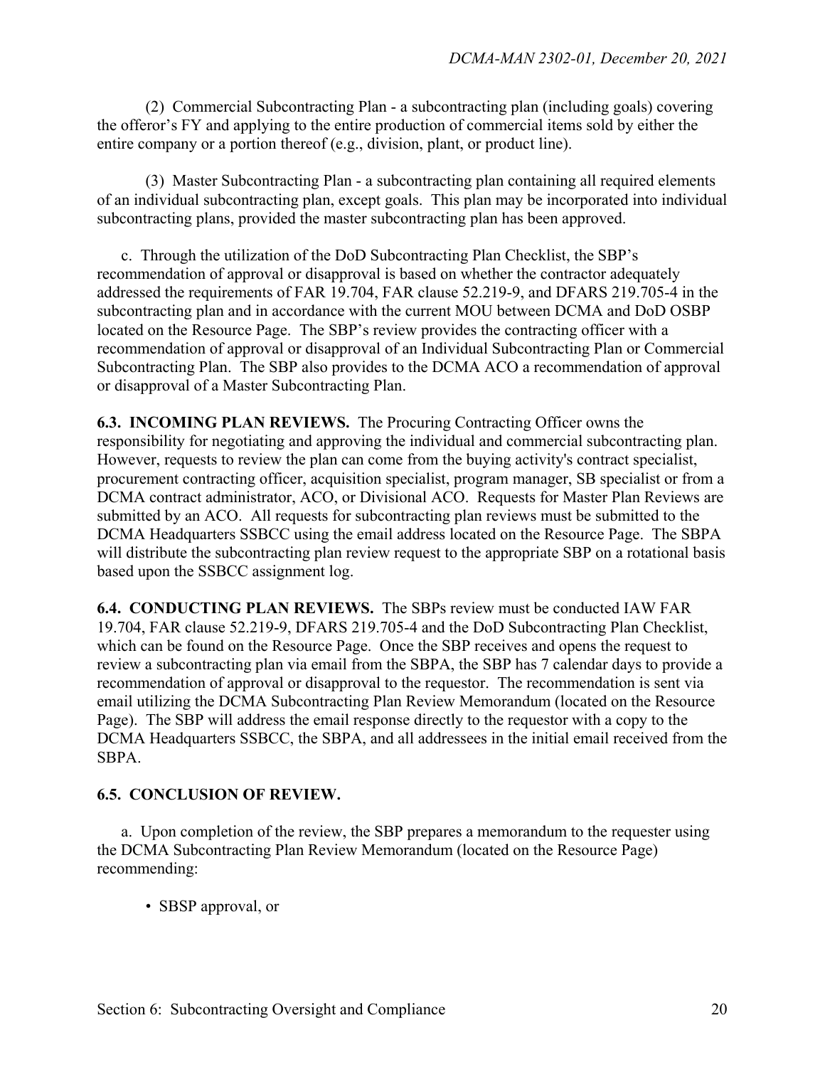(2) Commercial Subcontracting Plan - a subcontracting plan (including goals) covering the offeror's FY and applying to the entire production of commercial items sold by either the entire company or a portion thereof (e.g., division, plant, or product line).

(3) Master Subcontracting Plan - a subcontracting plan containing all required elements of an individual subcontracting plan, except goals. This plan may be incorporated into individual subcontracting plans, provided the master subcontracting plan has been approved.

c. Through the utilization of the DoD Subcontracting Plan Checklist, the SBP's recommendation of approval or disapproval is based on whether the contractor adequately addressed the requirements of FAR 19.704, FAR clause 52.219-9, and DFARS 219.705-4 in the subcontracting plan and in accordance with the current MOU between DCMA and DoD OSBP located on the Resource Page. The SBP's review provides the contracting officer with a recommendation of approval or disapproval of an Individual Subcontracting Plan or Commercial Subcontracting Plan. The SBP also provides to the DCMA ACO a recommendation of approval or disapproval of a Master Subcontracting Plan.

**6.3. INCOMING PLAN REVIEWS.** The Procuring Contracting Officer owns the responsibility for negotiating and approving the individual and commercial subcontracting plan. However, requests to review the plan can come from the buying activity's contract specialist, procurement contracting officer, acquisition specialist, program manager, SB specialist or from a DCMA contract administrator, ACO, or Divisional ACO. Requests for Master Plan Reviews are submitted by an ACO. All requests for subcontracting plan reviews must be submitted to the DCMA Headquarters SSBCC using the email address located on the Resource Page. The SBPA will distribute the subcontracting plan review request to the appropriate SBP on a rotational basis based upon the SSBCC assignment log.

**6.4. CONDUCTING PLAN REVIEWS.** The SBPs review must be conducted IAW FAR 19.704, FAR clause 52.219-9, DFARS 219.705-4 and the DoD Subcontracting Plan Checklist, which can be found on the Resource Page. Once the SBP receives and opens the request to review a subcontracting plan via email from the SBPA, the SBP has 7 calendar days to provide a recommendation of approval or disapproval to the requestor. The recommendation is sent via email utilizing the DCMA Subcontracting Plan Review Memorandum (located on the Resource Page). The SBP will address the email response directly to the requestor with a copy to the DCMA Headquarters SSBCC, the SBPA, and all addressees in the initial email received from the SBPA.

**6.5. CONCLUSION OF REVIEW.**

a. Upon completion of the review, the SBP prepares a memorandum to the requester using the DCMA Subcontracting Plan Review Memorandum (located on the Resource Page) recommending:

- SBSP approval, or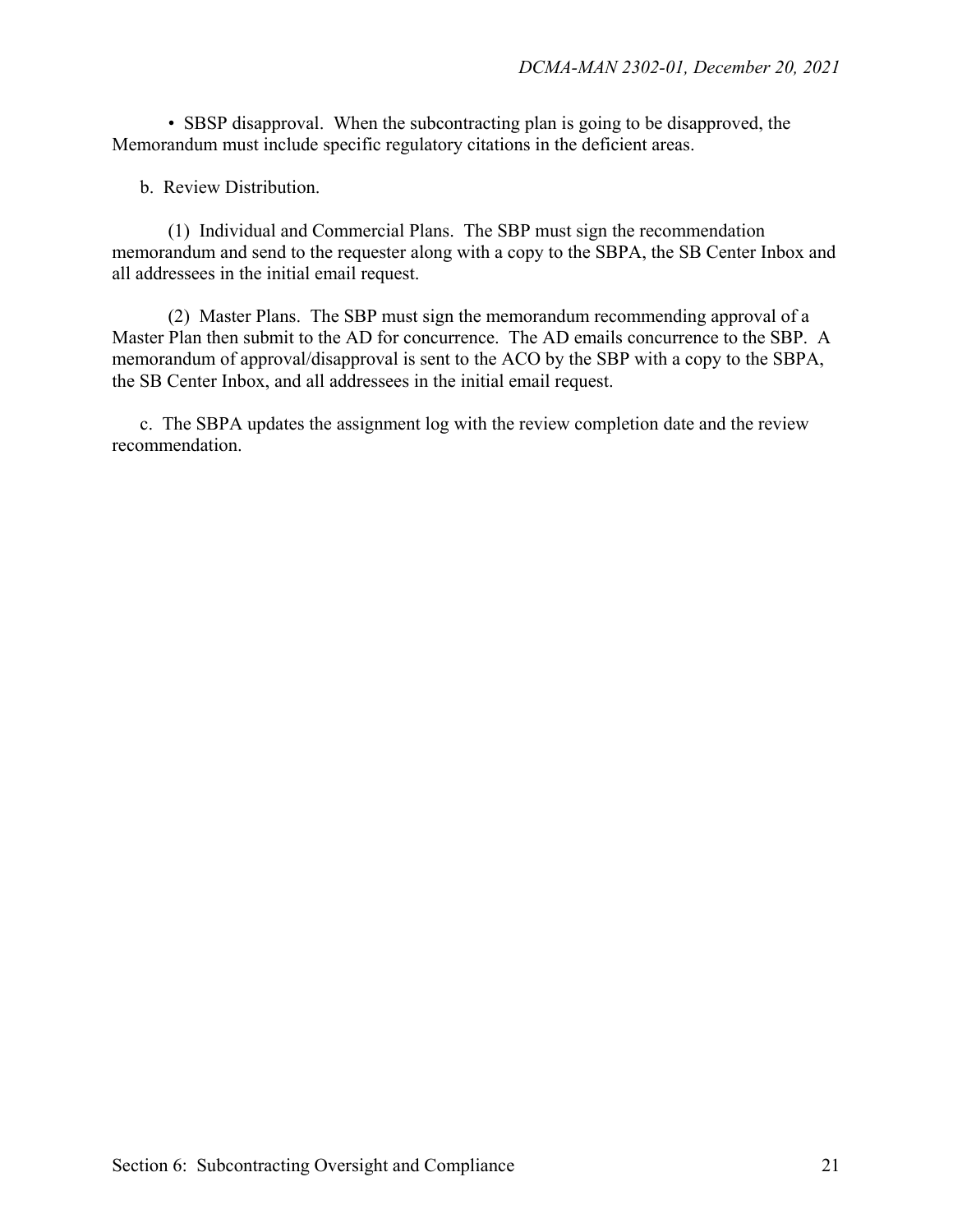• SBSP disapproval. When the subcontracting plan is going to be disapproved, the Memorandum must include specific regulatory citations in the deficient areas.

b. Review Distribution.

(1) Individual and Commercial Plans. The SBP must sign the recommendation memorandum and send to the requester along with a copy to the SBPA, the SB Center Inbox and all addressees in the initial email request.

(2) Master Plans. The SBP must sign the memorandum recommending approval of a Master Plan then submit to the AD for concurrence. The AD emails concurrence to the SBP. A memorandum of approval/disapproval is sent to the ACO by the SBP with a copy to the SBPA, the SB Center Inbox, and all addressees in the initial email request.

c. The SBPA updates the assignment log with the review completion date and the review recommendation.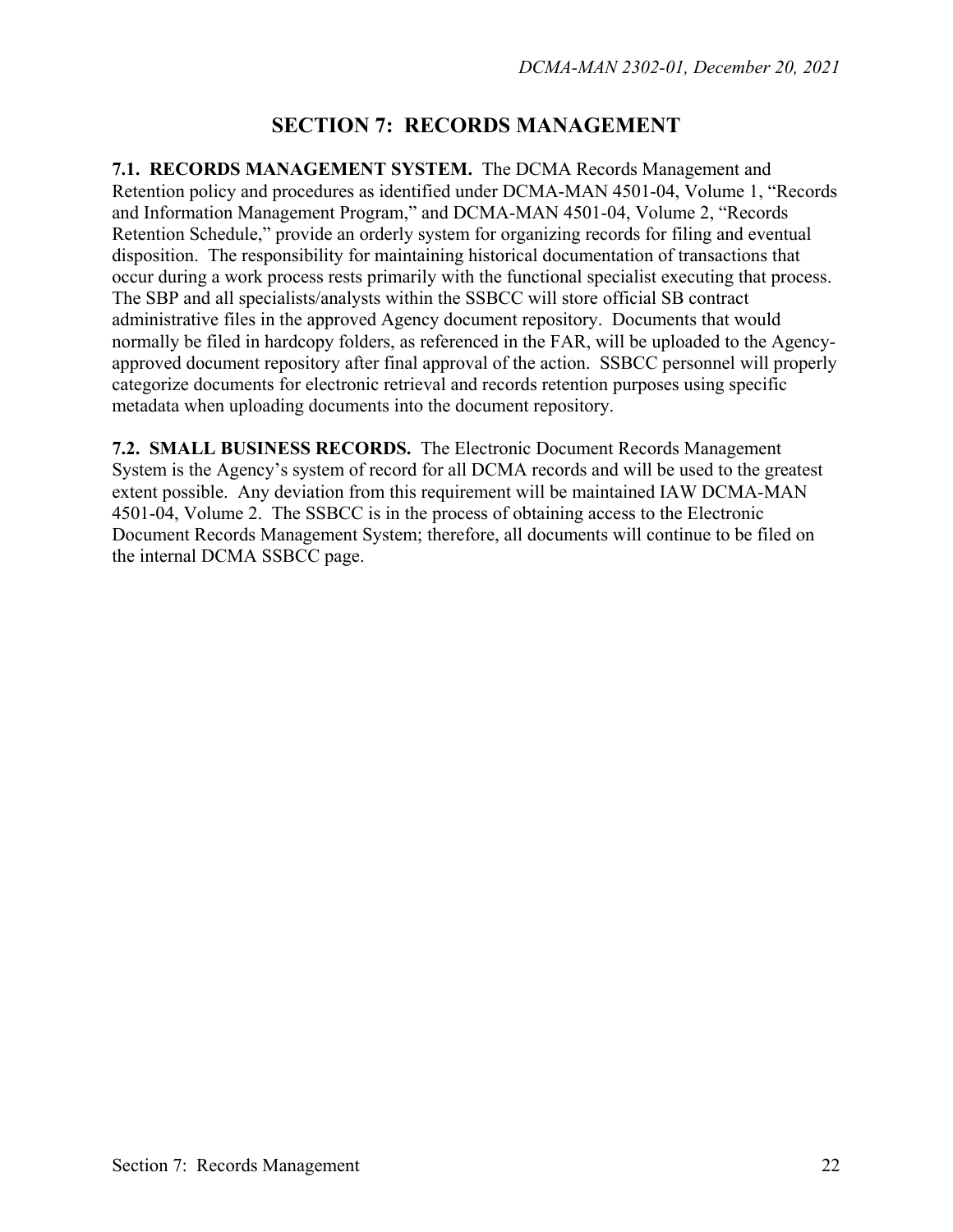# SECTION 7: RECORDS MANAGEMENT

**7.1. RECORDS MANAGEMENT SYSTEM.** The DCMA Records Management and Retention policy and procedures as identified under DCMA-MAN 4501-04, Volume 1, "Records and Information Management Program," and DCMA-MAN 4501-04, Volume 2, "Records Retention Schedule," provide an orderly system for organizing records for filing and eventual disposition. The responsibility for maintaining historical documentation of transactions that occur during a work process rests primarily with the functional specialist executing that process. The SBP and all specialists/analysts within the SSBCC will store official SB contract administrative files in the approved Agency document repository. Documents that would normally be filed in hardcopy folders, as referenced in the FAR, will be uploaded to the Agency-approved document repository after final approval of the action. SSBCC personnel will properly categorize documents for electronic retrieval and records retention purposes using specific metadata when uploading documents into the document repository.

**7.2. SMALL BUSINESS RECORDS.** The Electronic Document Records Management System is the Agency's system of record for all DCMA records and will be used to the greatest extent possible. Any deviation from this requirement will be maintained IAW DCMA-MAN 4501-04, Volume 2. The SSBCC is in the process of obtaining access to the Electronic Document Records Management System; therefore, all documents will continue to be filed on the internal DCMA SSBCC page.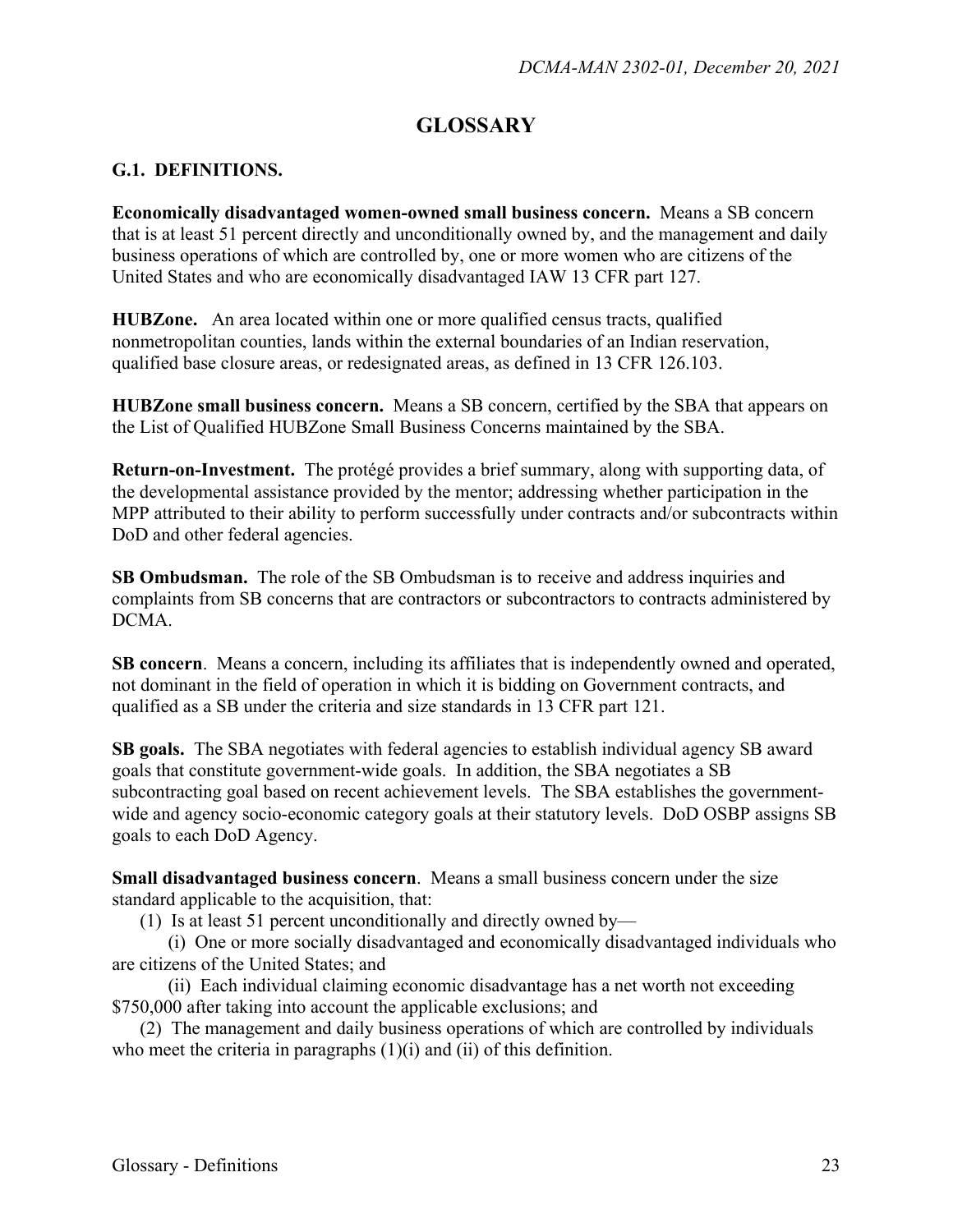# GLOSSARY

## G.1. DEFINITIONS.

**Economically disadvantaged women-owned small business concern.** Means a SB concern that is at least 51 percent directly and unconditionally owned by, and the management and daily business operations of which are controlled by, one or more women who are citizens of the United States and who are economically disadvantaged IAW 13 CFR part 127.

**HUBZone.** An area located within one or more qualified census tracts, qualified nonmetropolitan counties, lands within the external boundaries of an Indian reservation, qualified base closure areas, or redesignated areas, as defined in 13 CFR 126.103.

**HUBZone small business concern.** Means a SB concern, certified by the SBA that appears on the List of Qualified HUBZone Small Business Concerns maintained by the SBA.

**Return-on-Investment.** The protégé provides a brief summary, along with supporting data, of the developmental assistance provided by the mentor; addressing whether participation in the MPP attributed to their ability to perform successfully under contracts and/or subcontracts within DoD and other federal agencies.

**SB Ombudsman.** The role of the SB Ombudsman is to receive and address inquiries and complaints from SB concerns that are contractors or subcontractors to contracts administered by DCMA.

**SB concern**. Means a concern, including its affiliates that is independently owned and operated, not dominant in the field of operation in which it is bidding on Government contracts, and qualified as a SB under the criteria and size standards in 13 CFR part 121.

**SB goals.** The SBA negotiates with federal agencies to establish individual agency SB award goals that constitute government-wide goals. In addition, the SBA negotiates a SB subcontracting goal based on recent achievement levels. The SBA establishes the government-wide and agency socio-economic category goals at their statutory levels. DoD OSBP assigns SB goals to each DoD Agency.

**Small disadvantaged business concern**. Means a small business concern under the size standard applicable to the acquisition, that:

(1) Is at least 51 percent unconditionally and directly owned by—

(i) One or more socially disadvantaged and economically disadvantaged individuals who are citizens of the United States; and

(ii) Each individual claiming economic disadvantage has a net worth not exceeding $750,000 after taking into account the applicable exclusions; and

(2) The management and daily business operations of which are controlled by individuals who meet the criteria in paragraphs (1)(i) and (ii) of this definition.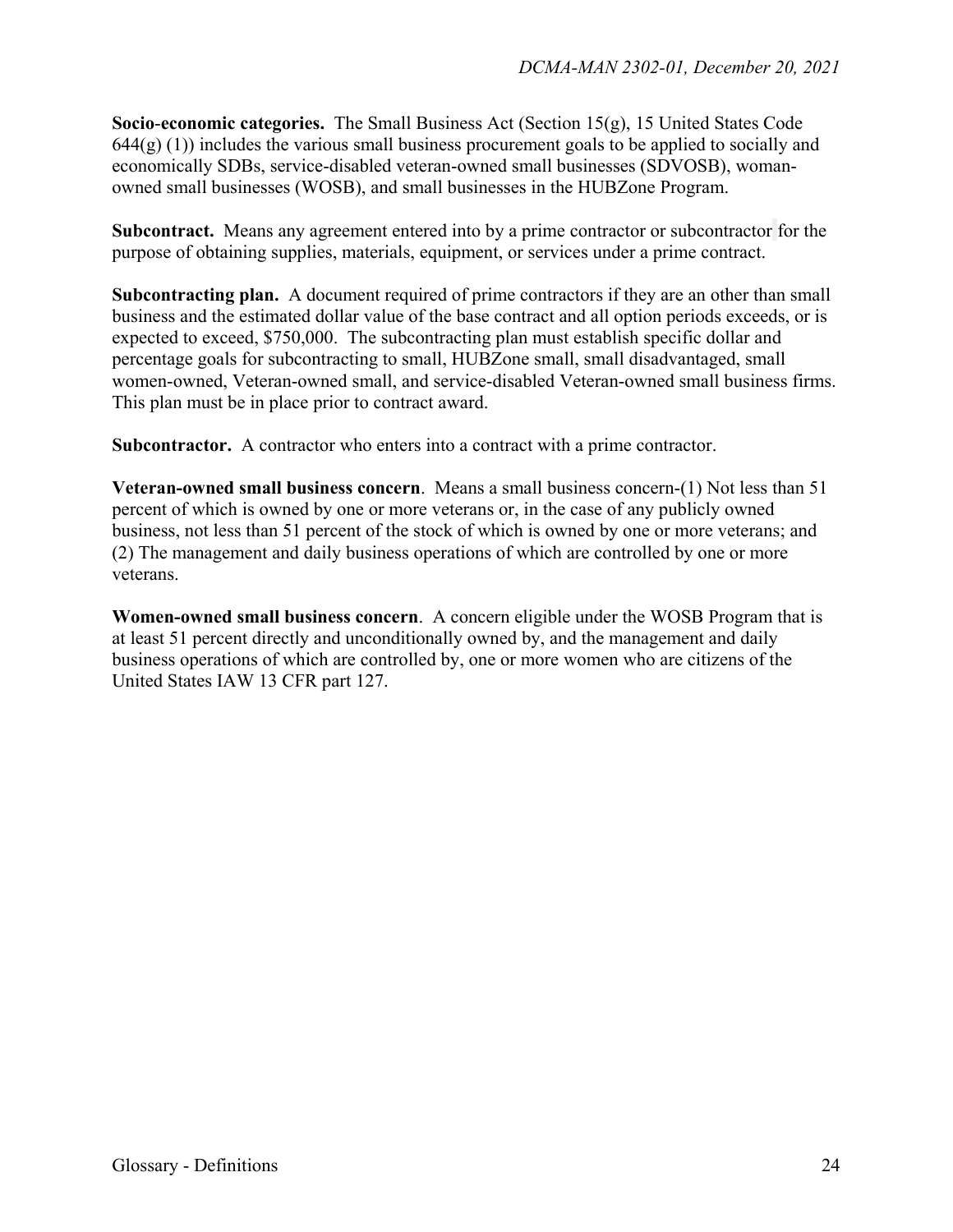**Socio-economic categories.** The Small Business Act (Section 15(g), 15 United States Code 644(g) (1)) includes the various small business procurement goals to be applied to socially and economically SDBs, service-disabled veteran-owned small businesses (SDVOSB), woman-owned small businesses (WOSB), and small businesses in the HUBZone Program.

**Subcontract.** Means any agreement entered into by a prime contractor or subcontractor for the purpose of obtaining supplies, materials, equipment, or services under a prime contract.

**Subcontracting plan.** A document required of prime contractors if they are an other than small business and the estimated dollar value of the base contract and all option periods exceeds, or is expected to exceed, $750,000. The subcontracting plan must establish specific dollar and percentage goals for subcontracting to small, HUBZone small, small disadvantaged, small women-owned, Veteran-owned small, and service-disabled Veteran-owned small business firms. This plan must be in place prior to contract award.

**Subcontractor.** A contractor who enters into a contract with a prime contractor.

**Veteran-owned small business concern**. Means a small business concern-(1) Not less than 51 percent of which is owned by one or more veterans or, in the case of any publicly owned business, not less than 51 percent of the stock of which is owned by one or more veterans; and (2) The management and daily business operations of which are controlled by one or more veterans.

**Women-owned small business concern**. A concern eligible under the WOSB Program that is at least 51 percent directly and unconditionally owned by, and the management and daily business operations of which are controlled by, one or more women who are citizens of the United States IAW 13 CFR part 127.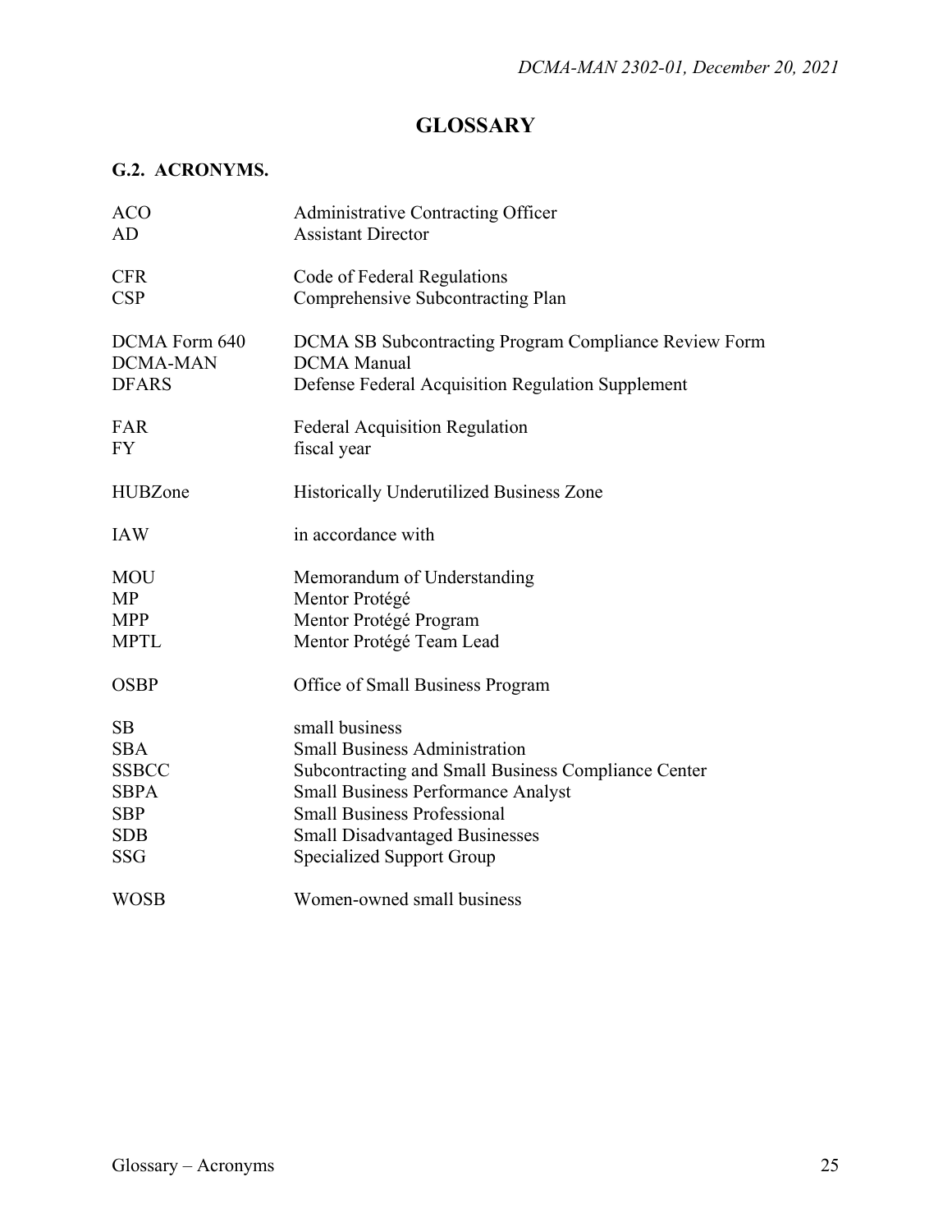# GLOSSARY

## G.2. ACRONYMS.

| | |
|---|---|
| ACO | Administrative Contracting Officer |
| AD | Assistant Director |
| CFR | Code of Federal Regulations |
| CSP | Comprehensive Subcontracting Plan |
| DCMA Form 640 | DCMA SB Subcontracting Program Compliance Review Form |
| DCMA-MAN | DCMA Manual |
| DFARS | Defense Federal Acquisition Regulation Supplement |
| FAR | Federal Acquisition Regulation |
| FY | fiscal year |
| HUBZone | Historically Underutilized Business Zone |
| IAW | in accordance with |
| MOU | Memorandum of Understanding |
| MP | Mentor Protégé |
| MPP | Mentor Protégé Program |
| MPTL | Mentor Protégé Team Lead |
| OSBP | Office of Small Business Program |
| SB | small business |
| SBA | Small Business Administration |
| SSBCC | Subcontracting and Small Business Compliance Center |
| SBPA | Small Business Performance Analyst |
| SBP | Small Business Professional |
| SDB | Small Disadvantaged Businesses |
| SSG | Specialized Support Group |
| WOSB | Women-owned small business |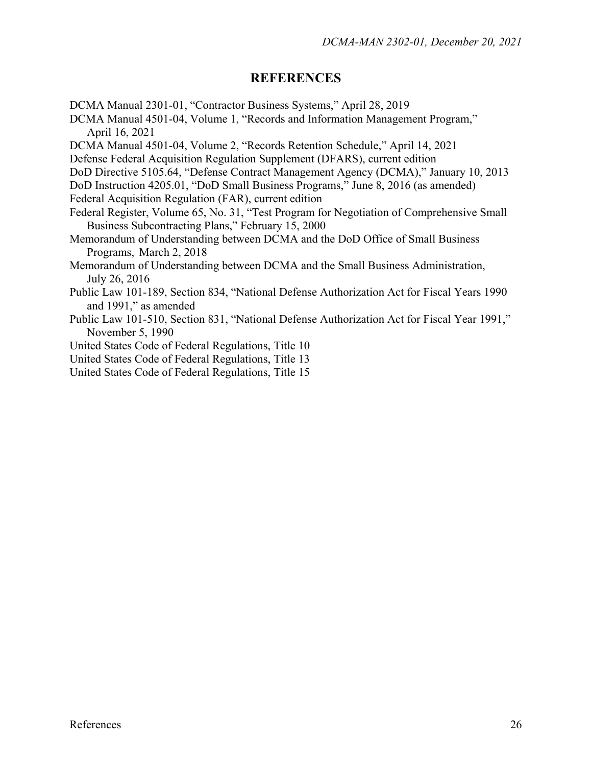# REFERENCES

DCMA Manual 2301-01, "Contractor Business Systems," April 28, 2019

DCMA Manual 4501-04, Volume 1, "Records and Information Management Program," April 16, 2021

DCMA Manual 4501-04, Volume 2, "Records Retention Schedule," April 14, 2021

Defense Federal Acquisition Regulation Supplement (DFARS), current edition

DoD Directive 5105.64, "Defense Contract Management Agency (DCMA)," January 10, 2013

DoD Instruction 4205.01, "DoD Small Business Programs," June 8, 2016 (as amended)

Federal Acquisition Regulation (FAR), current edition

Federal Register, Volume 65, No. 31, "Test Program for Negotiation of Comprehensive Small Business Subcontracting Plans," February 15, 2000

Memorandum of Understanding between DCMA and the DoD Office of Small Business Programs, March 2, 2018

Memorandum of Understanding between DCMA and the Small Business Administration, July 26, 2016

Public Law 101-189, Section 834, "National Defense Authorization Act for Fiscal Years 1990 and 1991," as amended

Public Law 101-510, Section 831, "National Defense Authorization Act for Fiscal Year 1991," November 5, 1990

United States Code of Federal Regulations, Title 10

United States Code of Federal Regulations, Title 13

United States Code of Federal Regulations, Title 15